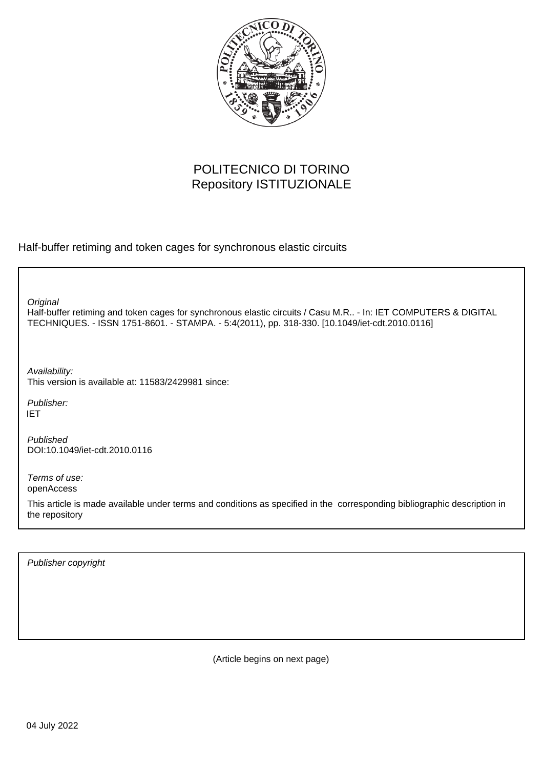POLITECNICO DI TORINO
Repository ISTITUZIONALE

Half-buffer retiming and token cages for synchronous elastic circuits

*Original*
Half-buffer retiming and token cages for synchronous elastic circuits / Casu M.R.. - In: IET COMPUTERS & DIGITAL TECHNIQUES. - ISSN 1751-8601. - STAMPA. - 5:4(2011), pp. 318-330. [10.1049/iet-cdt.2010.0116]

*Availability:*
This version is available at: 11583/2429981 since:

*Publisher:*
IET

*Published*
DOI:10.1049/iet-cdt.2010.0116

*Terms of use:*
openAccess

This article is made available under terms and conditions as specified in the corresponding bibliographic description in the repository

*Publisher copyright*

(Article begins on next page)

04 July 2022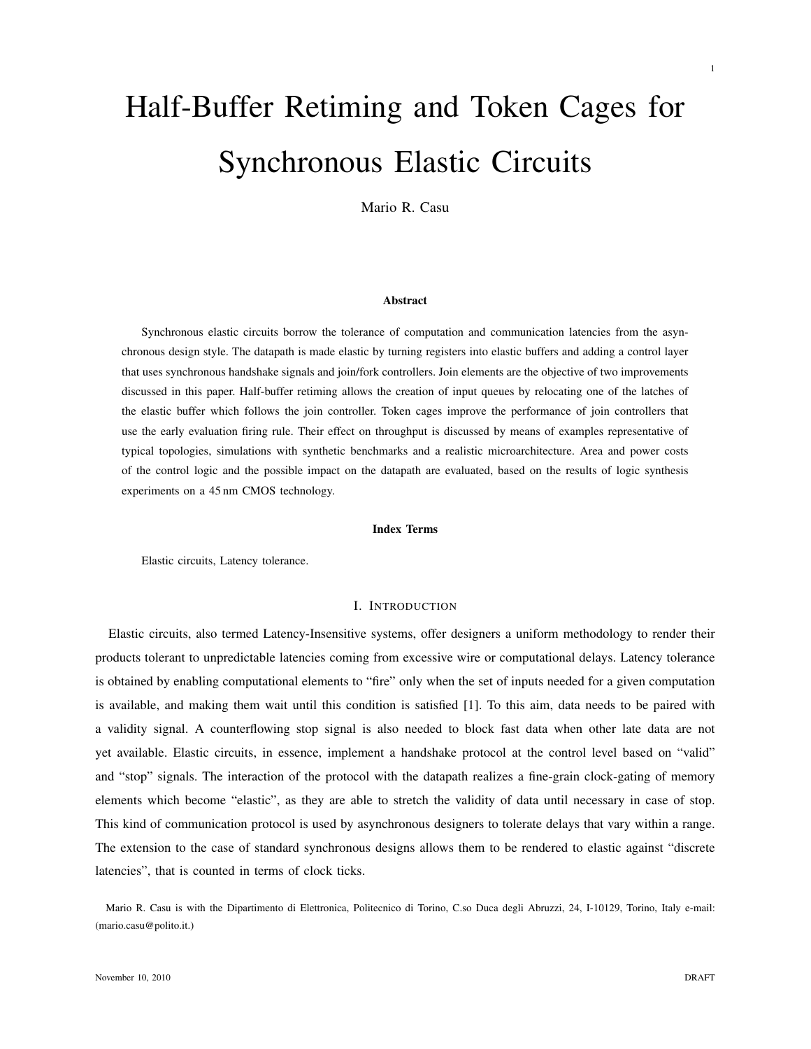# Half-Buffer Retiming and Token Cages for Synchronous Elastic Circuits

Mario R. Casu

**Abstract**

Synchronous elastic circuits borrow the tolerance of computation and communication latencies from the asynchronous design style. The datapath is made elastic by turning registers into elastic buffers and adding a control layer that uses synchronous handshake signals and join/fork controllers. Join elements are the objective of two improvements discussed in this paper. Half-buffer retiming allows the creation of input queues by relocating one of the latches of the elastic buffer which follows the join controller. Token cages improve the performance of join controllers that use the early evaluation firing rule. Their effect on throughput is discussed by means of examples representative of typical topologies, simulations with synthetic benchmarks and a realistic microarchitecture. Area and power costs of the control logic and the possible impact on the datapath are evaluated, based on the results of logic synthesis experiments on a 45 nm CMOS technology.

**Index Terms**

Elastic circuits, Latency tolerance.

## I. Introduction

Elastic circuits, also termed Latency-Insensitive systems, offer designers a uniform methodology to render their products tolerant to unpredictable latencies coming from excessive wire or computational delays. Latency tolerance is obtained by enabling computational elements to "fire" only when the set of inputs needed for a given computation is available, and making them wait until this condition is satisfied [1]. To this aim, data needs to be paired with a validity signal. A counterflowing stop signal is also needed to block fast data when other late data are not yet available. Elastic circuits, in essence, implement a handshake protocol at the control level based on "valid" and "stop" signals. The interaction of the protocol with the datapath realizes a fine-grain clock-gating of memory elements which become "elastic", as they are able to stretch the validity of data until necessary in case of stop. This kind of communication protocol is used by asynchronous designers to tolerate delays that vary within a range. The extension to the case of standard synchronous designs allows them to be rendered to elastic against "discrete latencies", that is counted in terms of clock ticks.

Mario R. Casu is with the Dipartimento di Elettronica, Politecnico di Torino, C.so Duca degli Abruzzi, 24, I-10129, Torino, Italy e-mail: (mario.casu@polito.it.)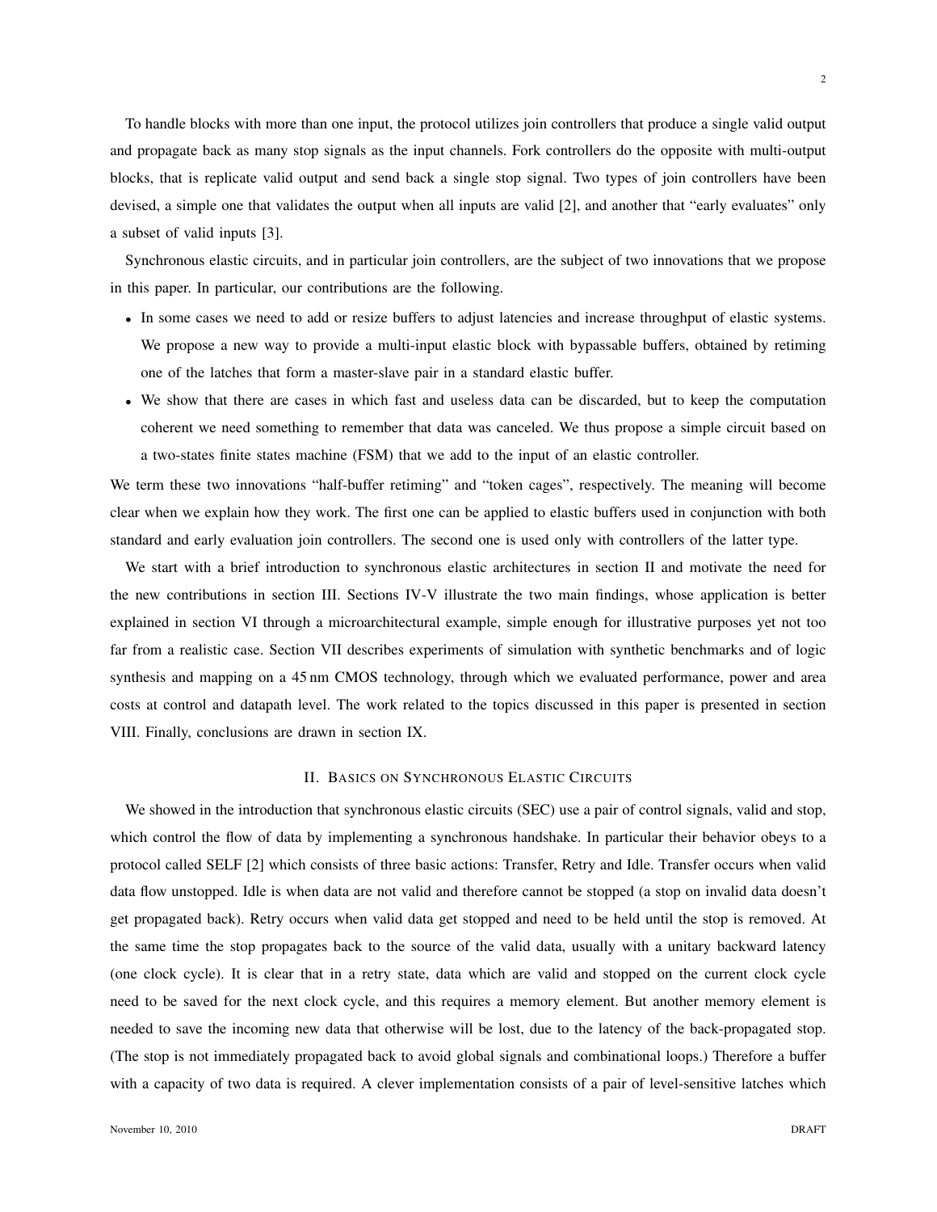To handle blocks with more than one input, the protocol utilizes join controllers that produce a single valid output and propagate back as many stop signals as the input channels. Fork controllers do the opposite with multi-output blocks, that is replicate valid output and send back a single stop signal. Two types of join controllers have been devised, a simple one that validates the output when all inputs are valid [2], and another that "early evaluates" only a subset of valid inputs [3].

Synchronous elastic circuits, and in particular join controllers, are the subject of two innovations that we propose in this paper. In particular, our contributions are the following.

- In some cases we need to add or resize buffers to adjust latencies and increase throughput of elastic systems. We propose a new way to provide a multi-input elastic block with bypassable buffers, obtained by retiming one of the latches that form a master-slave pair in a standard elastic buffer.
- We show that there are cases in which fast and useless data can be discarded, but to keep the computation coherent we need something to remember that data was canceled. We thus propose a simple circuit based on a two-states finite states machine (FSM) that we add to the input of an elastic controller.

We term these two innovations "half-buffer retiming" and "token cages", respectively. The meaning will become clear when we explain how they work. The first one can be applied to elastic buffers used in conjunction with both standard and early evaluation join controllers. The second one is used only with controllers of the latter type.

We start with a brief introduction to synchronous elastic architectures in section II and motivate the need for the new contributions in section III. Sections IV-V illustrate the two main findings, whose application is better explained in section VI through a microarchitectural example, simple enough for illustrative purposes yet not too far from a realistic case. Section VII describes experiments of simulation with synthetic benchmarks and of logic synthesis and mapping on a 45 nm CMOS technology, through which we evaluated performance, power and area costs at control and datapath level. The work related to the topics discussed in this paper is presented in section VIII. Finally, conclusions are drawn in section IX.

## II. Basics on Synchronous Elastic Circuits

We showed in the introduction that synchronous elastic circuits (SEC) use a pair of control signals, valid and stop, which control the flow of data by implementing a synchronous handshake. In particular their behavior obeys to a protocol called SELF [2] which consists of three basic actions: Transfer, Retry and Idle. Transfer occurs when valid data flow unstopped. Idle is when data are not valid and therefore cannot be stopped (a stop on invalid data doesn't get propagated back). Retry occurs when valid data get stopped and need to be held until the stop is removed. At the same time the stop propagates back to the source of the valid data, usually with a unitary backward latency (one clock cycle). It is clear that in a retry state, data which are valid and stopped on the current clock cycle need to be saved for the next clock cycle, and this requires a memory element. But another memory element is needed to save the incoming new data that otherwise will be lost, due to the latency of the back-propagated stop. (The stop is not immediately propagated back to avoid global signals and combinational loops.) Therefore a buffer with a capacity of two data is required. A clever implementation consists of a pair of level-sensitive latches which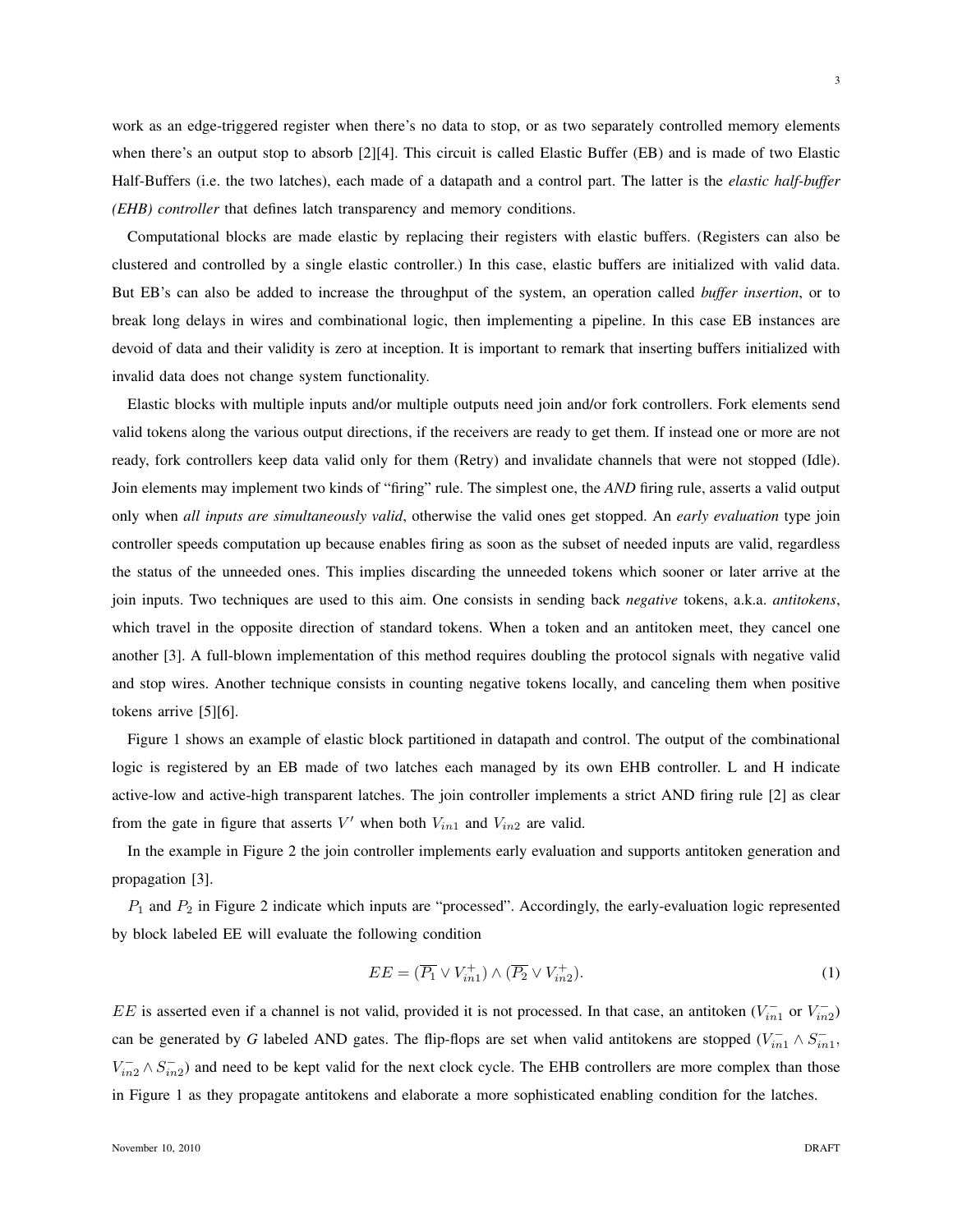work as an edge-triggered register when there's no data to stop, or as two separately controlled memory elements when there's an output stop to absorb [2][4]. This circuit is called Elastic Buffer (EB) and is made of two Elastic Half-Buffers (i.e. the two latches), each made of a datapath and a control part. The latter is the *elastic half-buffer (EHB) controller* that defines latch transparency and memory conditions.

Computational blocks are made elastic by replacing their registers with elastic buffers. (Registers can also be clustered and controlled by a single elastic controller.) In this case, elastic buffers are initialized with valid data. But EB's can also be added to increase the throughput of the system, an operation called *buffer insertion*, or to break long delays in wires and combinational logic, then implementing a pipeline. In this case EB instances are devoid of data and their validity is zero at inception. It is important to remark that inserting buffers initialized with invalid data does not change system functionality.

Elastic blocks with multiple inputs and/or multiple outputs need join and/or fork controllers. Fork elements send valid tokens along the various output directions, if the receivers are ready to get them. If instead one or more are not ready, fork controllers keep data valid only for them (Retry) and invalidate channels that were not stopped (Idle). Join elements may implement two kinds of "firing" rule. The simplest one, the *AND* firing rule, asserts a valid output only when *all inputs are simultaneously valid*, otherwise the valid ones get stopped. An *early evaluation* type join controller speeds computation up because enables firing as soon as the subset of needed inputs are valid, regardless the status of the unneeded ones. This implies discarding the unneeded tokens which sooner or later arrive at the join inputs. Two techniques are used to this aim. One consists in sending back *negative* tokens, a.k.a. *antitokens*, which travel in the opposite direction of standard tokens. When a token and an antitoken meet, they cancel one another [3]. A full-blown implementation of this method requires doubling the protocol signals with negative valid and stop wires. Another technique consists in counting negative tokens locally, and canceling them when positive tokens arrive [5][6].

Figure 1 shows an example of elastic block partitioned in datapath and control. The output of the combinational logic is registered by an EB made of two latches each managed by its own EHB controller. L and H indicate active-low and active-high transparent latches. The join controller implements a strict AND firing rule [2] as clear from the gate in figure that asserts $V'$ when both $V_{in1}$ and $V_{in2}$ are valid.

In the example in Figure 2 the join controller implements early evaluation and supports antitoken generation and propagation [3].

$P_1$ and $P_2$ in Figure 2 indicate which inputs are "processed". Accordingly, the early-evaluation logic represented by block labeled EE will evaluate the following condition

$$EE = (\overline{P_1} \vee V^+_{in1}) \wedge (\overline{P_2} \vee V^+_{in2}). \tag{1}$$

$EE$ is asserted even if a channel is not valid, provided it is not processed. In that case, an antitoken ($V^-_{in1}$ or $V^-_{in2}$) can be generated by *G* labeled AND gates. The flip-flops are set when valid antitokens are stopped ($V^-_{in1} \wedge S^-_{in1}$, $V^-_{in2} \wedge S^-_{in2}$) and need to be kept valid for the next clock cycle. The EHB controllers are more complex than those in Figure 1 as they propagate antitokens and elaborate a more sophisticated enabling condition for the latches.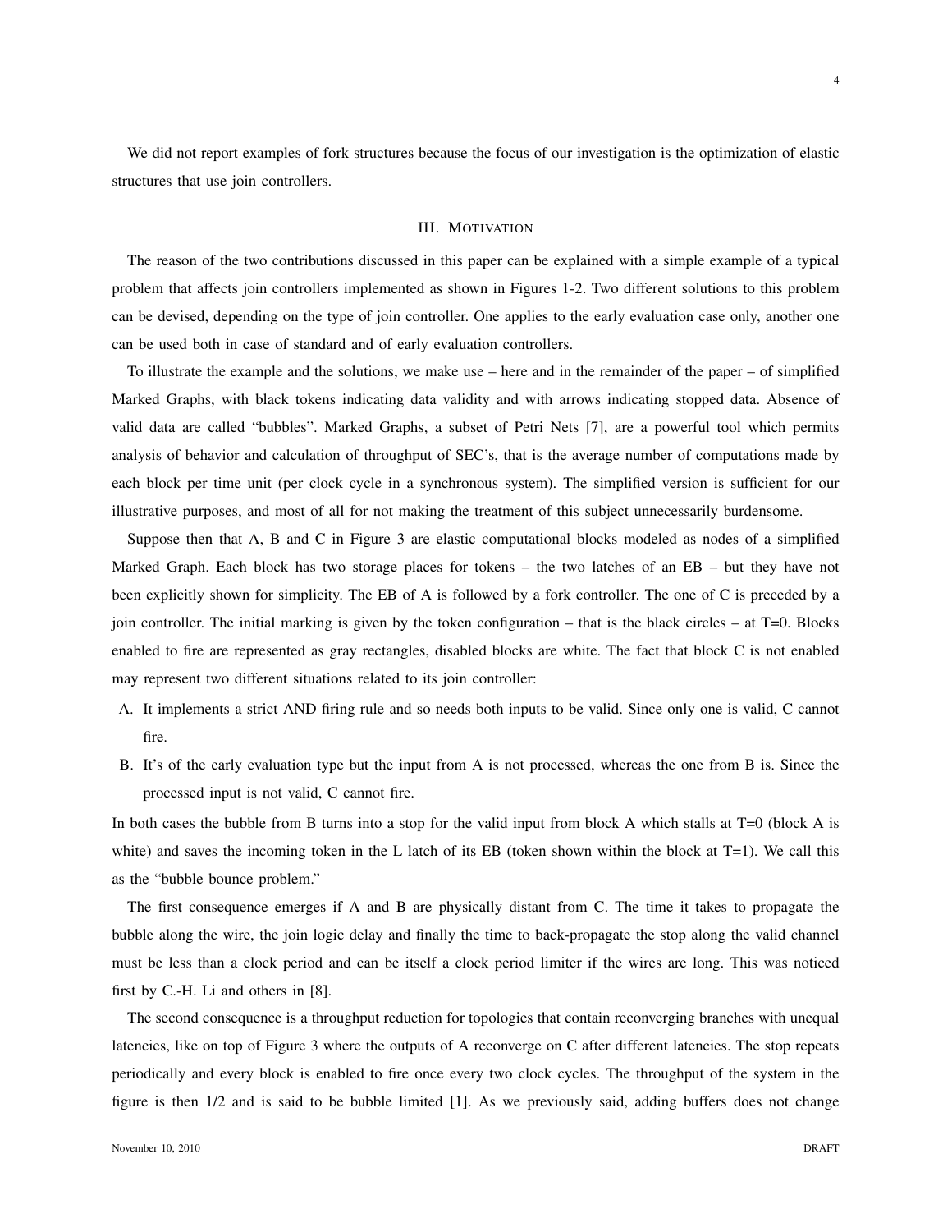We did not report examples of fork structures because the focus of our investigation is the optimization of elastic structures that use join controllers.

## III. Motivation

The reason of the two contributions discussed in this paper can be explained with a simple example of a typical problem that affects join controllers implemented as shown in Figures 1-2. Two different solutions to this problem can be devised, depending on the type of join controller. One applies to the early evaluation case only, another one can be used both in case of standard and of early evaluation controllers.

To illustrate the example and the solutions, we make use – here and in the remainder of the paper – of simplified Marked Graphs, with black tokens indicating data validity and with arrows indicating stopped data. Absence of valid data are called "bubbles". Marked Graphs, a subset of Petri Nets [7], are a powerful tool which permits analysis of behavior and calculation of throughput of SEC's, that is the average number of computations made by each block per time unit (per clock cycle in a synchronous system). The simplified version is sufficient for our illustrative purposes, and most of all for not making the treatment of this subject unnecessarily burdensome.

Suppose then that A, B and C in Figure 3 are elastic computational blocks modeled as nodes of a simplified Marked Graph. Each block has two storage places for tokens – the two latches of an EB – but they have not been explicitly shown for simplicity. The EB of A is followed by a fork controller. The one of C is preceded by a join controller. The initial marking is given by the token configuration – that is the black circles – at T=0. Blocks enabled to fire are represented as gray rectangles, disabled blocks are white. The fact that block C is not enabled may represent two different situations related to its join controller:

A. It implements a strict AND firing rule and so needs both inputs to be valid. Since only one is valid, C cannot fire.
B. It's of the early evaluation type but the input from A is not processed, whereas the one from B is. Since the processed input is not valid, C cannot fire.

In both cases the bubble from B turns into a stop for the valid input from block A which stalls at T=0 (block A is white) and saves the incoming token in the L latch of its EB (token shown within the block at T=1). We call this as the "bubble bounce problem."

The first consequence emerges if A and B are physically distant from C. The time it takes to propagate the bubble along the wire, the join logic delay and finally the time to back-propagate the stop along the valid channel must be less than a clock period and can be itself a clock period limiter if the wires are long. This was noticed first by C.-H. Li and others in [8].

The second consequence is a throughput reduction for topologies that contain reconverging branches with unequal latencies, like on top of Figure 3 where the outputs of A reconverge on C after different latencies. The stop repeats periodically and every block is enabled to fire once every two clock cycles. The throughput of the system in the figure is then 1/2 and is said to be bubble limited [1]. As we previously said, adding buffers does not change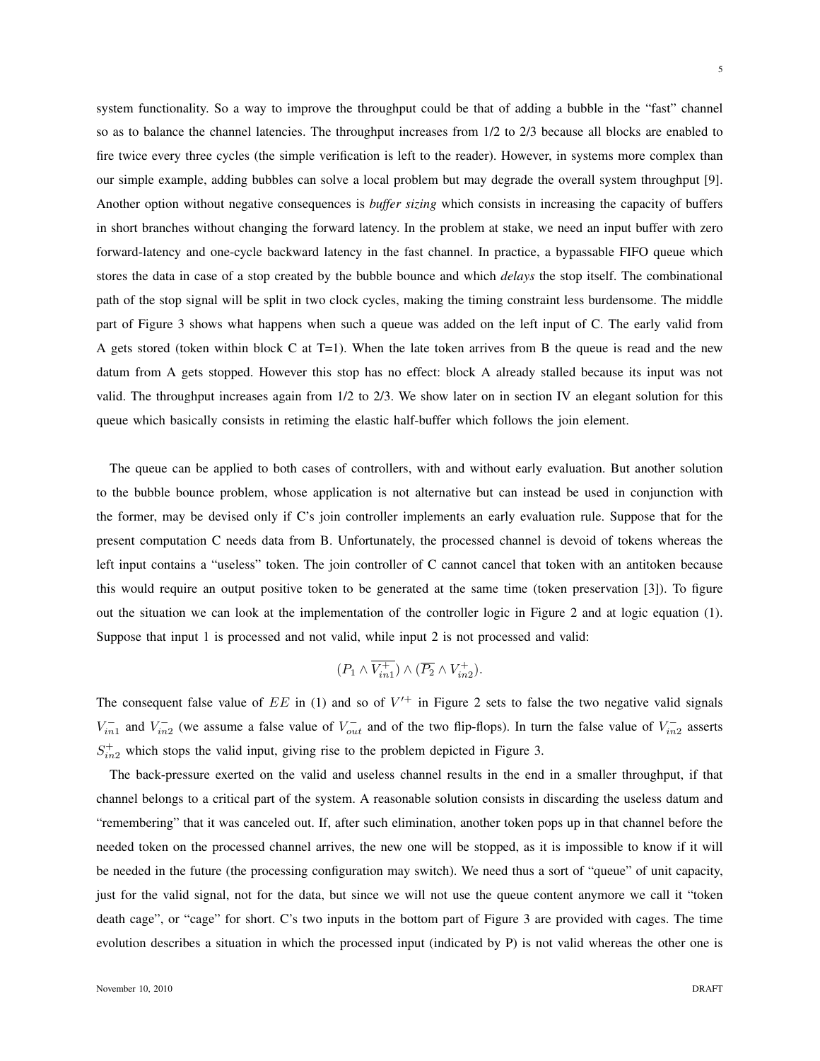system functionality. So a way to improve the throughput could be that of adding a bubble in the "fast" channel so as to balance the channel latencies. The throughput increases from 1/2 to 2/3 because all blocks are enabled to fire twice every three cycles (the simple verification is left to the reader). However, in systems more complex than our simple example, adding bubbles can solve a local problem but may degrade the overall system throughput [9]. Another option without negative consequences is *buffer sizing* which consists in increasing the capacity of buffers in short branches without changing the forward latency. In the problem at stake, we need an input buffer with zero forward-latency and one-cycle backward latency in the fast channel. In practice, a bypassable FIFO queue which stores the data in case of a stop created by the bubble bounce and which *delays* the stop itself. The combinational path of the stop signal will be split in two clock cycles, making the timing constraint less burdensome. The middle part of Figure 3 shows what happens when such a queue was added on the left input of C. The early valid from A gets stored (token within block C at T=1). When the late token arrives from B the queue is read and the new datum from A gets stopped. However this stop has no effect: block A already stalled because its input was not valid. The throughput increases again from 1/2 to 2/3. We show later on in section IV an elegant solution for this queue which basically consists in retiming the elastic half-buffer which follows the join element.

The queue can be applied to both cases of controllers, with and without early evaluation. But another solution to the bubble bounce problem, whose application is not alternative but can instead be used in conjunction with the former, may be devised only if C's join controller implements an early evaluation rule. Suppose that for the present computation C needs data from B. Unfortunately, the processed channel is devoid of tokens whereas the left input contains a "useless" token. The join controller of C cannot cancel that token with an antitoken because this would require an output positive token to be generated at the same time (token preservation [3]). To figure out the situation we can look at the implementation of the controller logic in Figure 2 and at logic equation (1). Suppose that input 1 is processed and not valid, while input 2 is not processed and valid:

$$(P_1 \wedge \overline{V_{in1}^+}) \wedge (\overline{P_2} \wedge V_{in2}^+).$$

The consequent false value of $EE$ in (1) and so of $V'^+$ in Figure 2 sets to false the two negative valid signals $V_{in1}^-$ and $V_{in2}^-$ (we assume a false value of $V_{out}^-$ and of the two flip-flops). In turn the false value of $V_{in2}^-$ asserts $S_{in2}^+$ which stops the valid input, giving rise to the problem depicted in Figure 3.

The back-pressure exerted on the valid and useless channel results in the end in a smaller throughput, if that channel belongs to a critical part of the system. A reasonable solution consists in discarding the useless datum and "remembering" that it was canceled out. If, after such elimination, another token pops up in that channel before the needed token on the processed channel arrives, the new one will be stopped, as it is impossible to know if it will be needed in the future (the processing configuration may switch). We need thus a sort of "queue" of unit capacity, just for the valid signal, not for the data, but since we will not use the queue content anymore we call it "token death cage", or "cage" for short. C's two inputs in the bottom part of Figure 3 are provided with cages. The time evolution describes a situation in which the processed input (indicated by P) is not valid whereas the other one is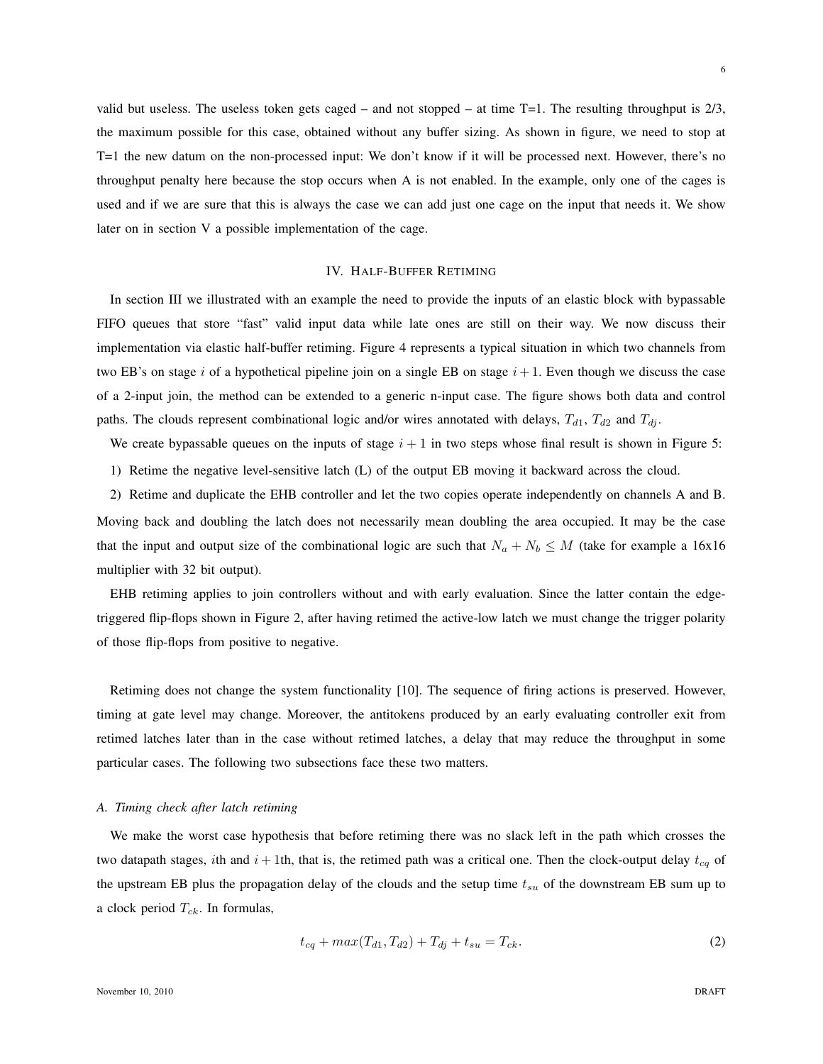valid but useless. The useless token gets caged – and not stopped – at time T=1. The resulting throughput is 2/3, the maximum possible for this case, obtained without any buffer sizing. As shown in figure, we need to stop at T=1 the new datum on the non-processed input: We don't know if it will be processed next. However, there's no throughput penalty here because the stop occurs when A is not enabled. In the example, only one of the cages is used and if we are sure that this is always the case we can add just one cage on the input that needs it. We show later on in section V a possible implementation of the cage.

## IV. Half-Buffer Retiming

In section III we illustrated with an example the need to provide the inputs of an elastic block with bypassable FIFO queues that store "fast" valid input data while late ones are still on their way. We now discuss their implementation via elastic half-buffer retiming. Figure 4 represents a typical situation in which two channels from two EB's on stage $i$ of a hypothetical pipeline join on a single EB on stage $i+1$. Even though we discuss the case of a 2-input join, the method can be extended to a generic n-input case. The figure shows both data and control paths. The clouds represent combinational logic and/or wires annotated with delays, $T_{d1}$, $T_{d2}$ and $T_{dj}$.

We create bypassable queues on the inputs of stage $i+1$ in two steps whose final result is shown in Figure 5:

1) Retime the negative level-sensitive latch (L) of the output EB moving it backward across the cloud.
2) Retime and duplicate the EHB controller and let the two copies operate independently on channels A and B.

Moving back and doubling the latch does not necessarily mean doubling the area occupied. It may be the case that the input and output size of the combinational logic are such that $N_a + N_b \leq M$ (take for example a 16x16 multiplier with 32 bit output).

EHB retiming applies to join controllers without and with early evaluation. Since the latter contain the edge-triggered flip-flops shown in Figure 2, after having retimed the active-low latch we must change the trigger polarity of those flip-flops from positive to negative.

Retiming does not change the system functionality [10]. The sequence of firing actions is preserved. However, timing at gate level may change. Moreover, the antitokens produced by an early evaluating controller exit from retimed latches later than in the case without retimed latches, a delay that may reduce the throughput in some particular cases. The following two subsections face these two matters.

### A. Timing check after latch retiming

We make the worst case hypothesis that before retiming there was no slack left in the path which crosses the two datapath stages, $i$th and $i+1$th, that is, the retimed path was a critical one. Then the clock-output delay $t_{cq}$ of the upstream EB plus the propagation delay of the clouds and the setup time $t_{su}$ of the downstream EB sum up to a clock period $T_{ck}$. In formulas,

$$t_{cq} + max(T_{d1}, T_{d2}) + T_{dj} + t_{su} = T_{ck}. \tag{2}$$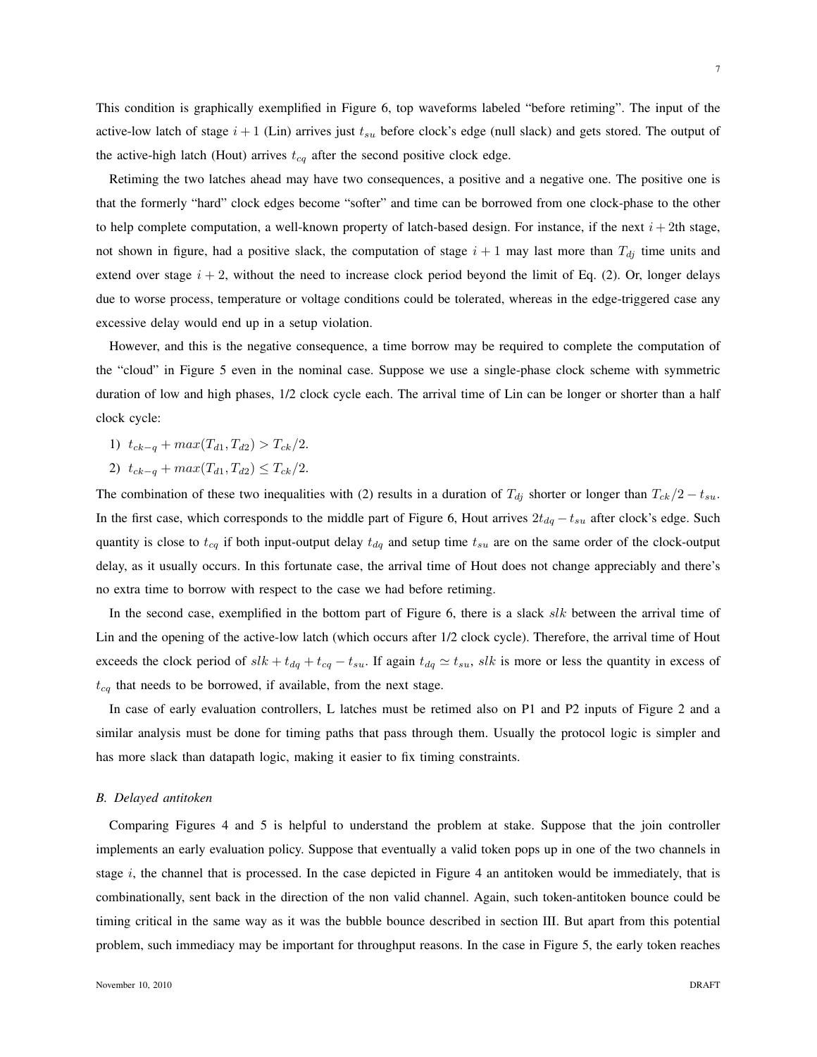This condition is graphically exemplified in Figure 6, top waveforms labeled "before retiming". The input of the active-low latch of stage $i+1$ (Lin) arrives just $t_{su}$ before clock's edge (null slack) and gets stored. The output of the active-high latch (Hout) arrives $t_{cq}$ after the second positive clock edge.

Retiming the two latches ahead may have two consequences, a positive and a negative one. The positive one is that the formerly "hard" clock edges become "softer" and time can be borrowed from one clock-phase to the other to help complete computation, a well-known property of latch-based design. For instance, if the next $i+2$th stage, not shown in figure, had a positive slack, the computation of stage $i+1$ may last more than $T_{dj}$ time units and extend over stage $i+2$, without the need to increase clock period beyond the limit of Eq. (2). Or, longer delays due to worse process, temperature or voltage conditions could be tolerated, whereas in the edge-triggered case any excessive delay would end up in a setup violation.

However, and this is the negative consequence, a time borrow may be required to complete the computation of the "cloud" in Figure 5 even in the nominal case. Suppose we use a single-phase clock scheme with symmetric duration of low and high phases, 1/2 clock cycle each. The arrival time of Lin can be longer or shorter than a half clock cycle:

1) $t_{ck-q} + max(T_{d1}, T_{d2}) > T_{ck}/2$.
2) $t_{ck-q} + max(T_{d1}, T_{d2}) \leq T_{ck}/2$.

The combination of these two inequalities with (2) results in a duration of $T_{dj}$ shorter or longer than $T_{ck}/2 - t_{su}$. In the first case, which corresponds to the middle part of Figure 6, Hout arrives $2t_{dq} - t_{su}$ after clock's edge. Such quantity is close to $t_{cq}$ if both input-output delay $t_{dq}$ and setup time $t_{su}$ are on the same order of the clock-output delay, as it usually occurs. In this fortunate case, the arrival time of Hout does not change appreciably and there's no extra time to borrow with respect to the case we had before retiming.

In the second case, exemplified in the bottom part of Figure 6, there is a slack $slk$ between the arrival time of Lin and the opening of the active-low latch (which occurs after 1/2 clock cycle). Therefore, the arrival time of Hout exceeds the clock period of $slk + t_{dq} + t_{cq} - t_{su}$. If again $t_{dq} \simeq t_{su}$, $slk$ is more or less the quantity in excess of $t_{cq}$ that needs to be borrowed, if available, from the next stage.

In case of early evaluation controllers, L latches must be retimed also on P1 and P2 inputs of Figure 2 and a similar analysis must be done for timing paths that pass through them. Usually the protocol logic is simpler and has more slack than datapath logic, making it easier to fix timing constraints.

### B. Delayed antitoken

Comparing Figures 4 and 5 is helpful to understand the problem at stake. Suppose that the join controller implements an early evaluation policy. Suppose that eventually a valid token pops up in one of the two channels in stage $i$, the channel that is processed. In the case depicted in Figure 4 an antitoken would be immediately, that is combinationally, sent back in the direction of the non valid channel. Again, such token-antitoken bounce could be timing critical in the same way as it was the bubble bounce described in section III. But apart from this potential problem, such immediacy may be important for throughput reasons. In the case in Figure 5, the early token reaches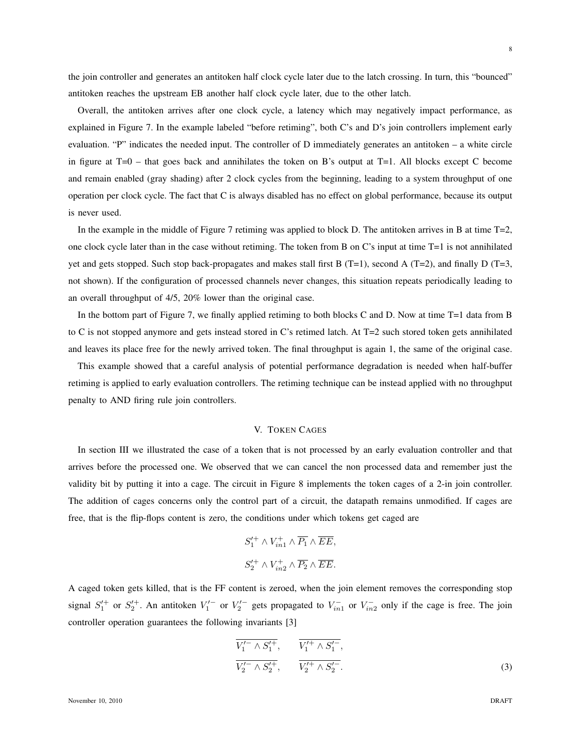the join controller and generates an antitoken half clock cycle later due to the latch crossing. In turn, this "bounced" antitoken reaches the upstream EB another half clock cycle later, due to the other latch.

Overall, the antitoken arrives after one clock cycle, a latency which may negatively impact performance, as explained in Figure 7. In the example labeled "before retiming", both C's and D's join controllers implement early evaluation. "P" indicates the needed input. The controller of D immediately generates an antitoken – a white circle in figure at T=0 – that goes back and annihilates the token on B's output at T=1. All blocks except C become and remain enabled (gray shading) after 2 clock cycles from the beginning, leading to a system throughput of one operation per clock cycle. The fact that C is always disabled has no effect on global performance, because its output is never used.

In the example in the middle of Figure 7 retiming was applied to block D. The antitoken arrives in B at time T=2, one clock cycle later than in the case without retiming. The token from B on C's input at time T=1 is not annihilated yet and gets stopped. Such stop back-propagates and makes stall first B (T=1), second A (T=2), and finally D (T=3, not shown). If the configuration of processed channels never changes, this situation repeats periodically leading to an overall throughput of 4/5, 20% lower than the original case.

In the bottom part of Figure 7, we finally applied retiming to both blocks C and D. Now at time T=1 data from B to C is not stopped anymore and gets instead stored in C's retimed latch. At T=2 such stored token gets annihilated and leaves its place free for the newly arrived token. The final throughput is again 1, the same of the original case.

This example showed that a careful analysis of potential performance degradation is needed when half-buffer retiming is applied to early evaluation controllers. The retiming technique can be instead applied with no throughput penalty to AND firing rule join controllers.

## V. Token Cages

In section III we illustrated the case of a token that is not processed by an early evaluation controller and that arrives before the processed one. We observed that we can cancel the non processed data and remember just the validity bit by putting it into a cage. The circuit in Figure 8 implements the token cages of a 2-in join controller. The addition of cages concerns only the control part of a circuit, the datapath remains unmodified. If cages are free, that is the flip-flops content is zero, the conditions under which tokens get caged are

$$S_1'^{+} \wedge V_{in1}^{+} \wedge \overline{P_1} \wedge \overline{EE},$$

$$S_2'^{+} \wedge V_{in2}^{+} \wedge \overline{P_2} \wedge \overline{EE}.$$

A caged token gets killed, that is the FF content is zeroed, when the join element removes the corresponding stop signal $S_1'^{+}$ or $S_2'^{+}$. An antitoken $V_1'^{-}$ or $V_2'^{-}$ gets propagated to $V_{in1}^{-}$ or $V_{in2}^{-}$ only if the cage is free. The join controller operation guarantees the following invariants [3]

$$\overline{V_1'^{-} \wedge S_1'^{+}}, \qquad \overline{V_1'^{+} \wedge S_1'^{-}},$$

$$\overline{V_2'^{-} \wedge S_2'^{+}}, \qquad \overline{V_2'^{+} \wedge S_2'^{-}}. \tag{3}$$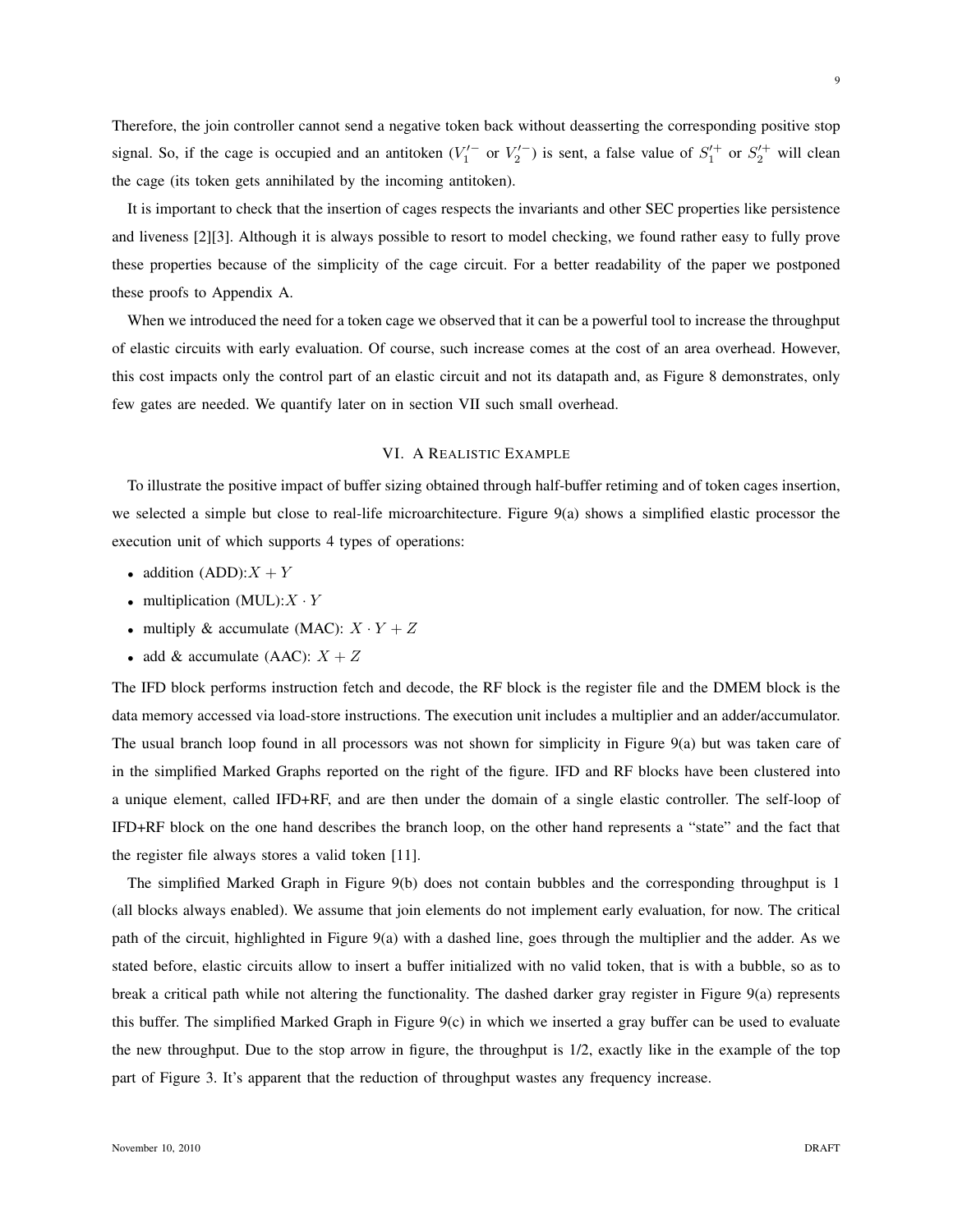Therefore, the join controller cannot send a negative token back without deasserting the corresponding positive stop signal. So, if the cage is occupied and an antitoken ($V_1^{\prime -}$ or $V_2^{\prime -}$) is sent, a false value of $S_1^{\prime +}$ or $S_2^{\prime +}$ will clean the cage (its token gets annihilated by the incoming antitoken).

It is important to check that the insertion of cages respects the invariants and other SEC properties like persistence and liveness [2][3]. Although it is always possible to resort to model checking, we found rather easy to fully prove these properties because of the simplicity of the cage circuit. For a better readability of the paper we postponed these proofs to Appendix A.

When we introduced the need for a token cage we observed that it can be a powerful tool to increase the throughput of elastic circuits with early evaluation. Of course, such increase comes at the cost of an area overhead. However, this cost impacts only the control part of an elastic circuit and not its datapath and, as Figure 8 demonstrates, only few gates are needed. We quantify later on in section VII such small overhead.

## VI. A Realistic Example

To illustrate the positive impact of buffer sizing obtained through half-buffer retiming and of token cages insertion, we selected a simple but close to real-life microarchitecture. Figure 9(a) shows a simplified elastic processor the execution unit of which supports 4 types of operations:

- addition (ADD):$X + Y$
- multiplication (MUL):$X \cdot Y$
- multiply & accumulate (MAC): $X \cdot Y + Z$
- add & accumulate (AAC): $X + Z$

The IFD block performs instruction fetch and decode, the RF block is the register file and the DMEM block is the data memory accessed via load-store instructions. The execution unit includes a multiplier and an adder/accumulator. The usual branch loop found in all processors was not shown for simplicity in Figure 9(a) but was taken care of in the simplified Marked Graphs reported on the right of the figure. IFD and RF blocks have been clustered into a unique element, called IFD+RF, and are then under the domain of a single elastic controller. The self-loop of IFD+RF block on the one hand describes the branch loop, on the other hand represents a "state" and the fact that the register file always stores a valid token [11].

The simplified Marked Graph in Figure 9(b) does not contain bubbles and the corresponding throughput is 1 (all blocks always enabled). We assume that join elements do not implement early evaluation, for now. The critical path of the circuit, highlighted in Figure 9(a) with a dashed line, goes through the multiplier and the adder. As we stated before, elastic circuits allow to insert a buffer initialized with no valid token, that is with a bubble, so as to break a critical path while not altering the functionality. The dashed darker gray register in Figure 9(a) represents this buffer. The simplified Marked Graph in Figure 9(c) in which we inserted a gray buffer can be used to evaluate the new throughput. Due to the stop arrow in figure, the throughput is 1/2, exactly like in the example of the top part of Figure 3. It's apparent that the reduction of throughput wastes any frequency increase.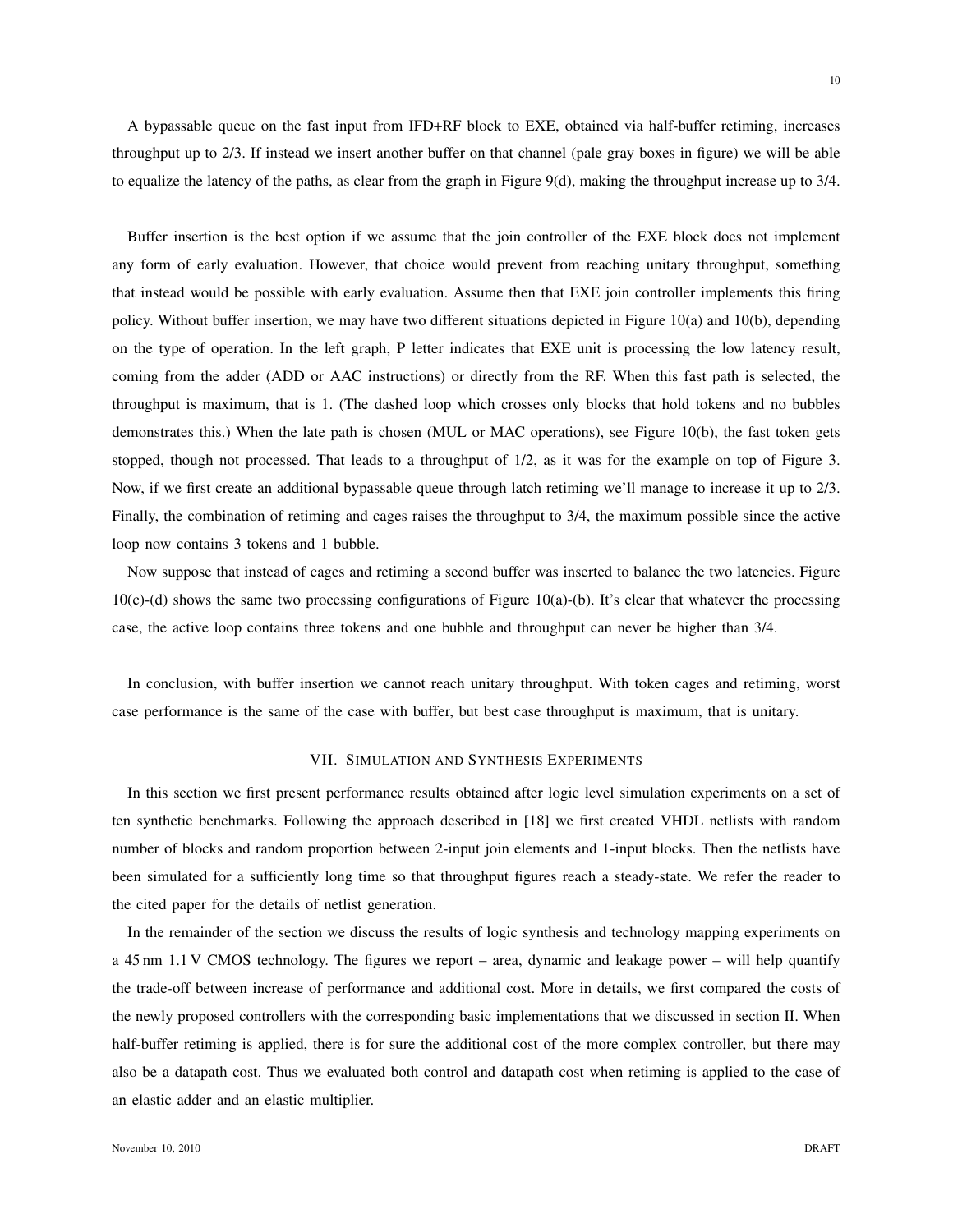A bypassable queue on the fast input from IFD+RF block to EXE, obtained via half-buffer retiming, increases throughput up to 2/3. If instead we insert another buffer on that channel (pale gray boxes in figure) we will be able to equalize the latency of the paths, as clear from the graph in Figure 9(d), making the throughput increase up to 3/4.

Buffer insertion is the best option if we assume that the join controller of the EXE block does not implement any form of early evaluation. However, that choice would prevent from reaching unitary throughput, something that instead would be possible with early evaluation. Assume then that EXE join controller implements this firing policy. Without buffer insertion, we may have two different situations depicted in Figure 10(a) and 10(b), depending on the type of operation. In the left graph, P letter indicates that EXE unit is processing the low latency result, coming from the adder (ADD or AAC instructions) or directly from the RF. When this fast path is selected, the throughput is maximum, that is 1. (The dashed loop which crosses only blocks that hold tokens and no bubbles demonstrates this.) When the late path is chosen (MUL or MAC operations), see Figure 10(b), the fast token gets stopped, though not processed. That leads to a throughput of 1/2, as it was for the example on top of Figure 3. Now, if we first create an additional bypassable queue through latch retiming we'll manage to increase it up to 2/3. Finally, the combination of retiming and cages raises the throughput to 3/4, the maximum possible since the active loop now contains 3 tokens and 1 bubble.

Now suppose that instead of cages and retiming a second buffer was inserted to balance the two latencies. Figure 10(c)-(d) shows the same two processing configurations of Figure 10(a)-(b). It's clear that whatever the processing case, the active loop contains three tokens and one bubble and throughput can never be higher than 3/4.

In conclusion, with buffer insertion we cannot reach unitary throughput. With token cages and retiming, worst case performance is the same of the case with buffer, but best case throughput is maximum, that is unitary.

## VII. Simulation and Synthesis Experiments

In this section we first present performance results obtained after logic level simulation experiments on a set of ten synthetic benchmarks. Following the approach described in [18] we first created VHDL netlists with random number of blocks and random proportion between 2-input join elements and 1-input blocks. Then the netlists have been simulated for a sufficiently long time so that throughput figures reach a steady-state. We refer the reader to the cited paper for the details of netlist generation.

In the remainder of the section we discuss the results of logic synthesis and technology mapping experiments on a 45 nm 1.1 V CMOS technology. The figures we report – area, dynamic and leakage power – will help quantify the trade-off between increase of performance and additional cost. More in details, we first compared the costs of the newly proposed controllers with the corresponding basic implementations that we discussed in section II. When half-buffer retiming is applied, there is for sure the additional cost of the more complex controller, but there may also be a datapath cost. Thus we evaluated both control and datapath cost when retiming is applied to the case of an elastic adder and an elastic multiplier.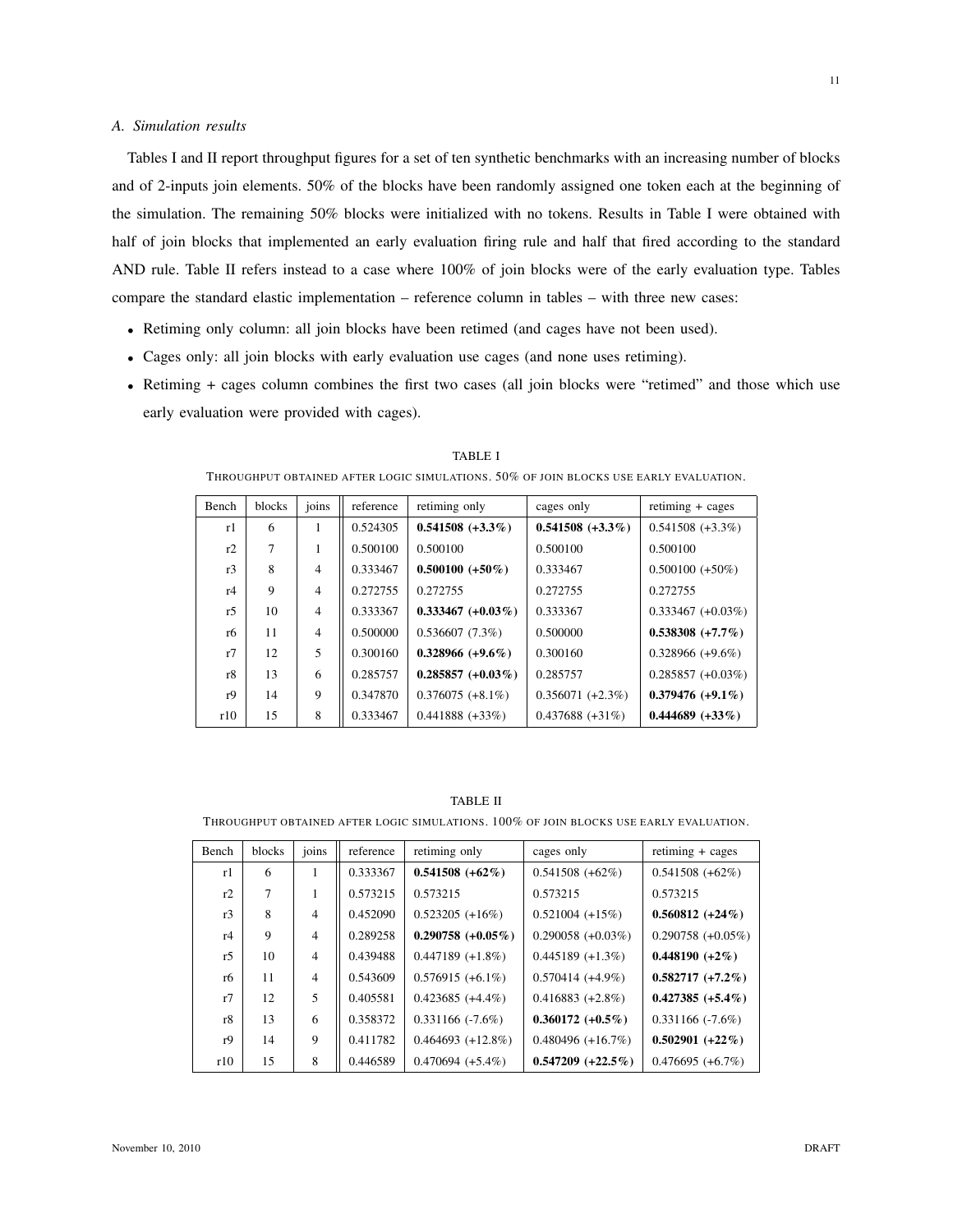### A. Simulation results

Tables I and II report throughput figures for a set of ten synthetic benchmarks with an increasing number of blocks and of 2-inputs join elements. 50% of the blocks have been randomly assigned one token each at the beginning of the simulation. The remaining 50% blocks were initialized with no tokens. Results in Table I were obtained with half of join blocks that implemented an early evaluation firing rule and half that fired according to the standard AND rule. Table II refers instead to a case where 100% of join blocks were of the early evaluation type. Tables compare the standard elastic implementation – reference column in tables – with three new cases:

- Retiming only column: all join blocks have been retimed (and cages have not been used).
- Cages only: all join blocks with early evaluation use cages (and none uses retiming).
- Retiming + cages column combines the first two cases (all join blocks were "retimed" and those which use early evaluation were provided with cages).

TABLE I

THROUGHPUT OBTAINED AFTER LOGIC SIMULATIONS. 50% OF JOIN BLOCKS USE EARLY EVALUATION.

| Bench | blocks | joins | reference | retiming only | cages only | retiming + cages |
|---|---|---|---|---|---|---|
| r1 | 6 | 1 | 0.524305 | **0.541508 (+3.3%)** | **0.541508 (+3.3%)** | 0.541508 (+3.3%) |
| r2 | 7 | 1 | 0.500100 | 0.500100 | 0.500100 | 0.500100 |
| r3 | 8 | 4 | 0.333467 | **0.500100 (+50%)** | 0.333467 | 0.500100 (+50%) |
| r4 | 9 | 4 | 0.272755 | 0.272755 | 0.272755 | 0.272755 |
| r5 | 10 | 4 | 0.333367 | **0.333467 (+0.03%)** | 0.333367 | 0.333467 (+0.03%) |
| r6 | 11 | 4 | 0.500000 | 0.536607 (7.3%) | 0.500000 | **0.538308 (+7.7%)** |
| r7 | 12 | 5 | 0.300160 | **0.328966 (+9.6%)** | 0.300160 | 0.328966 (+9.6%) |
| r8 | 13 | 6 | 0.285757 | **0.285857 (+0.03%)** | 0.285757 | 0.285857 (+0.03%) |
| r9 | 14 | 9 | 0.347870 | 0.376075 (+8.1%) | 0.356071 (+2.3%) | **0.379476 (+9.1%)** |
| r10 | 15 | 8 | 0.333467 | 0.441888 (+33%) | 0.437688 (+31%) | **0.444689 (+33%)** |

TABLE II

THROUGHPUT OBTAINED AFTER LOGIC SIMULATIONS. 100% OF JOIN BLOCKS USE EARLY EVALUATION.

| Bench | blocks | joins | reference | retiming only | cages only | retiming + cages |
|---|---|---|---|---|---|---|
| r1 | 6 | 1 | 0.333367 | **0.541508 (+62%)** | 0.541508 (+62%) | 0.541508 (+62%) |
| r2 | 7 | 1 | 0.573215 | 0.573215 | 0.573215 | 0.573215 |
| r3 | 8 | 4 | 0.452090 | 0.523205 (+16%) | 0.521004 (+15%) | **0.560812 (+24%)** |
| r4 | 9 | 4 | 0.289258 | **0.290758 (+0.05%)** | 0.290058 (+0.03%) | 0.290758 (+0.05%) |
| r5 | 10 | 4 | 0.439488 | 0.447189 (+1.8%) | 0.445189 (+1.3%) | **0.448190 (+2%)** |
| r6 | 11 | 4 | 0.543609 | 0.576915 (+6.1%) | 0.570414 (+4.9%) | **0.582717 (+7.2%)** |
| r7 | 12 | 5 | 0.405581 | 0.423685 (+4.4%) | 0.416883 (+2.8%) | **0.427385 (+5.4%)** |
| r8 | 13 | 6 | 0.358372 | 0.331166 (-7.6%) | **0.360172 (+0.5%)** | 0.331166 (-7.6%) |
| r9 | 14 | 9 | 0.411782 | 0.464693 (+12.8%) | 0.480496 (+16.7%) | **0.502901 (+22%)** |
| r10 | 15 | 8 | 0.446589 | 0.470694 (+5.4%) | **0.547209 (+22.5%)** | 0.476695 (+6.7%) |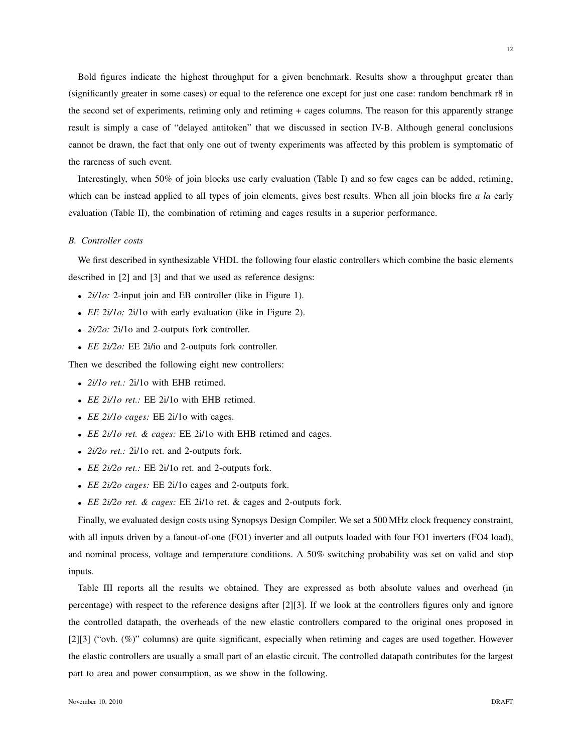Bold figures indicate the highest throughput for a given benchmark. Results show a throughput greater than (significantly greater in some cases) or equal to the reference one except for just one case: random benchmark r8 in the second set of experiments, retiming only and retiming + cages columns. The reason for this apparently strange result is simply a case of "delayed antitoken" that we discussed in section IV-B. Although general conclusions cannot be drawn, the fact that only one out of twenty experiments was affected by this problem is symptomatic of the rareness of such event.

Interestingly, when 50% of join blocks use early evaluation (Table I) and so few cages can be added, retiming, which can be instead applied to all types of join elements, gives best results. When all join blocks fire *a la* early evaluation (Table II), the combination of retiming and cages results in a superior performance.

### *B. Controller costs*

We first described in synthesizable VHDL the following four elastic controllers which combine the basic elements described in [2] and [3] and that we used as reference designs:

- *2i/1o:* 2-input join and EB controller (like in Figure 1).
- *EE 2i/1o:* 2i/1o with early evaluation (like in Figure 2).
- *2i/2o:* 2i/1o and 2-outputs fork controller.
- *EE 2i/2o:* EE 2i/io and 2-outputs fork controller.

Then we described the following eight new controllers:

- *2i/1o ret.:* 2i/1o with EHB retimed.
- *EE 2i/1o ret.:* EE 2i/1o with EHB retimed.
- *EE 2i/1o cages:* EE 2i/1o with cages.
- *EE 2i/1o ret. & cages:* EE 2i/1o with EHB retimed and cages.
- *2i/2o ret.:* 2i/1o ret. and 2-outputs fork.
- *EE 2i/2o ret.:* EE 2i/1o ret. and 2-outputs fork.
- *EE 2i/2o cages:* EE 2i/1o cages and 2-outputs fork.
- *EE 2i/2o ret. & cages:* EE 2i/1o ret. & cages and 2-outputs fork.

Finally, we evaluated design costs using Synopsys Design Compiler. We set a 500 MHz clock frequency constraint, with all inputs driven by a fanout-of-one (FO1) inverter and all outputs loaded with four FO1 inverters (FO4 load), and nominal process, voltage and temperature conditions. A 50% switching probability was set on valid and stop inputs.

Table III reports all the results we obtained. They are expressed as both absolute values and overhead (in percentage) with respect to the reference designs after [2][3]. If we look at the controllers figures only and ignore the controlled datapath, the overheads of the new elastic controllers compared to the original ones proposed in [2][3] ("ovh. (%)" columns) are quite significant, especially when retiming and cages are used together. However the elastic controllers are usually a small part of an elastic circuit. The controlled datapath contributes for the largest part to area and power consumption, as we show in the following.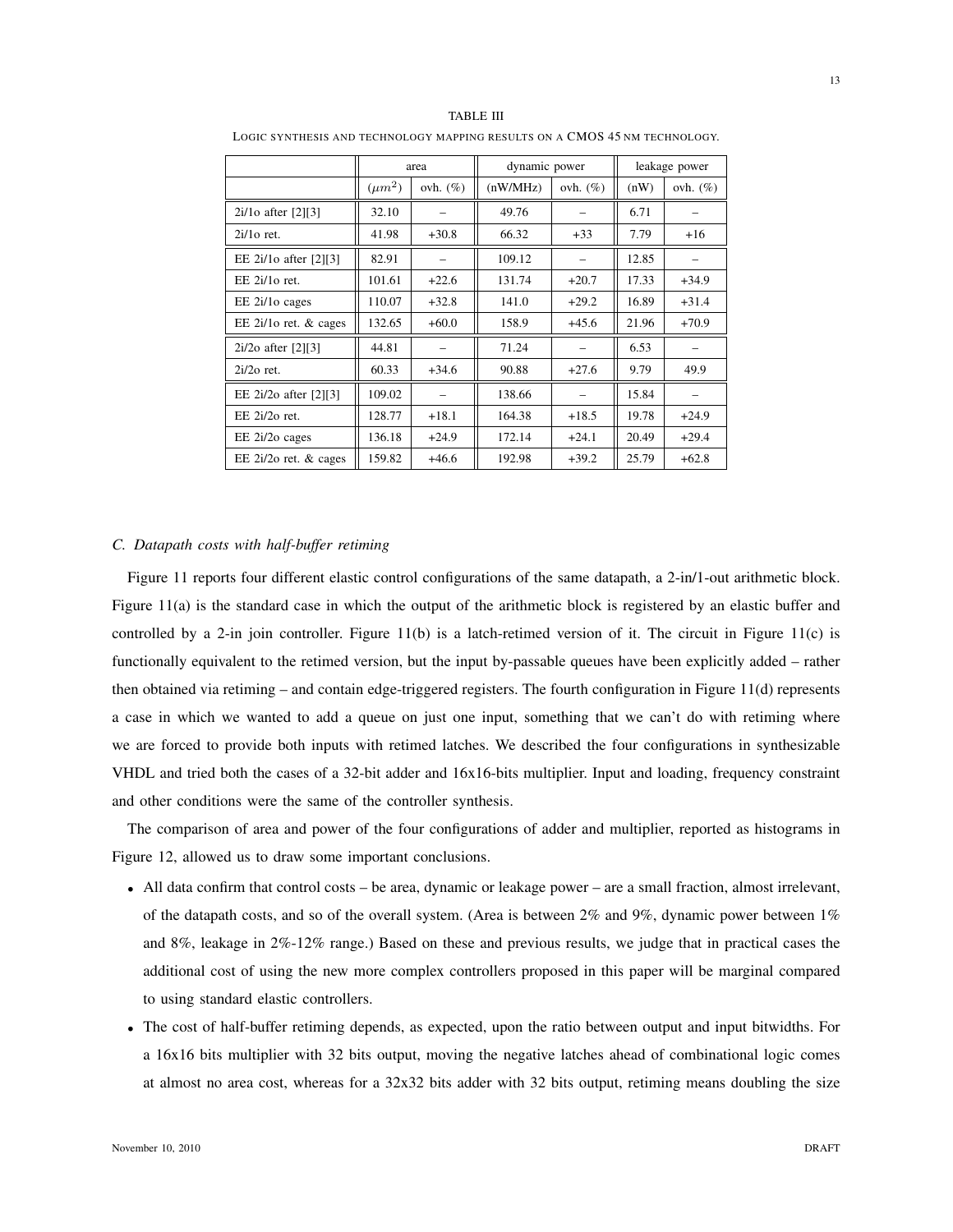TABLE III

LOGIC SYNTHESIS AND TECHNOLOGY MAPPING RESULTS ON A CMOS 45 NM TECHNOLOGY.

| | area | | dynamic power | | leakage power | |
|---|---|---|---|---|---|---|
| | $(\mu m^2)$ | ovh. (%) | (nW/MHz) | ovh. (%) | (nW) | ovh. (%) |
| 2i/1o after [2][3] | 32.10 | – | 49.76 | – | 6.71 | – |
| 2i/1o ret. | 41.98 | +30.8 | 66.32 | +33 | 7.79 | +16 |
| EE 2i/1o after [2][3] | 82.91 | – | 109.12 | – | 12.85 | – |
| EE 2i/1o ret. | 101.61 | +22.6 | 131.74 | +20.7 | 17.33 | +34.9 |
| EE 2i/1o cages | 110.07 | +32.8 | 141.0 | +29.2 | 16.89 | +31.4 |
| EE 2i/1o ret. & cages | 132.65 | +60.0 | 158.9 | +45.6 | 21.96 | +70.9 |
| 2i/2o after [2][3] | 44.81 | – | 71.24 | – | 6.53 | – |
| 2i/2o ret. | 60.33 | +34.6 | 90.88 | +27.6 | 9.79 | 49.9 |
| EE 2i/2o after [2][3] | 109.02 | – | 138.66 | – | 15.84 | – |
| EE 2i/2o ret. | 128.77 | +18.1 | 164.38 | +18.5 | 19.78 | +24.9 |
| EE 2i/2o cages | 136.18 | +24.9 | 172.14 | +24.1 | 20.49 | +29.4 |
| EE 2i/2o ret. & cages | 159.82 | +46.6 | 192.98 | +39.2 | 25.79 | +62.8 |

### C. Datapath costs with half-buffer retiming

Figure 11 reports four different elastic control configurations of the same datapath, a 2-in/1-out arithmetic block. Figure 11(a) is the standard case in which the output of the arithmetic block is registered by an elastic buffer and controlled by a 2-in join controller. Figure 11(b) is a latch-retimed version of it. The circuit in Figure 11(c) is functionally equivalent to the retimed version, but the input by-passable queues have been explicitly added – rather then obtained via retiming – and contain edge-triggered registers. The fourth configuration in Figure 11(d) represents a case in which we wanted to add a queue on just one input, something that we can't do with retiming where we are forced to provide both inputs with retimed latches. We described the four configurations in synthesizable VHDL and tried both the cases of a 32-bit adder and 16x16-bits multiplier. Input and loading, frequency constraint and other conditions were the same of the controller synthesis.

The comparison of area and power of the four configurations of adder and multiplier, reported as histograms in Figure 12, allowed us to draw some important conclusions.

- All data confirm that control costs – be area, dynamic or leakage power – are a small fraction, almost irrelevant, of the datapath costs, and so of the overall system. (Area is between 2% and 9%, dynamic power between 1% and 8%, leakage in 2%-12% range.) Based on these and previous results, we judge that in practical cases the additional cost of using the new more complex controllers proposed in this paper will be marginal compared to using standard elastic controllers.
- The cost of half-buffer retiming depends, as expected, upon the ratio between output and input bitwidths. For a 16x16 bits multiplier with 32 bits output, moving the negative latches ahead of combinational logic comes at almost no area cost, whereas for a 32x32 bits adder with 32 bits output, retiming means doubling the size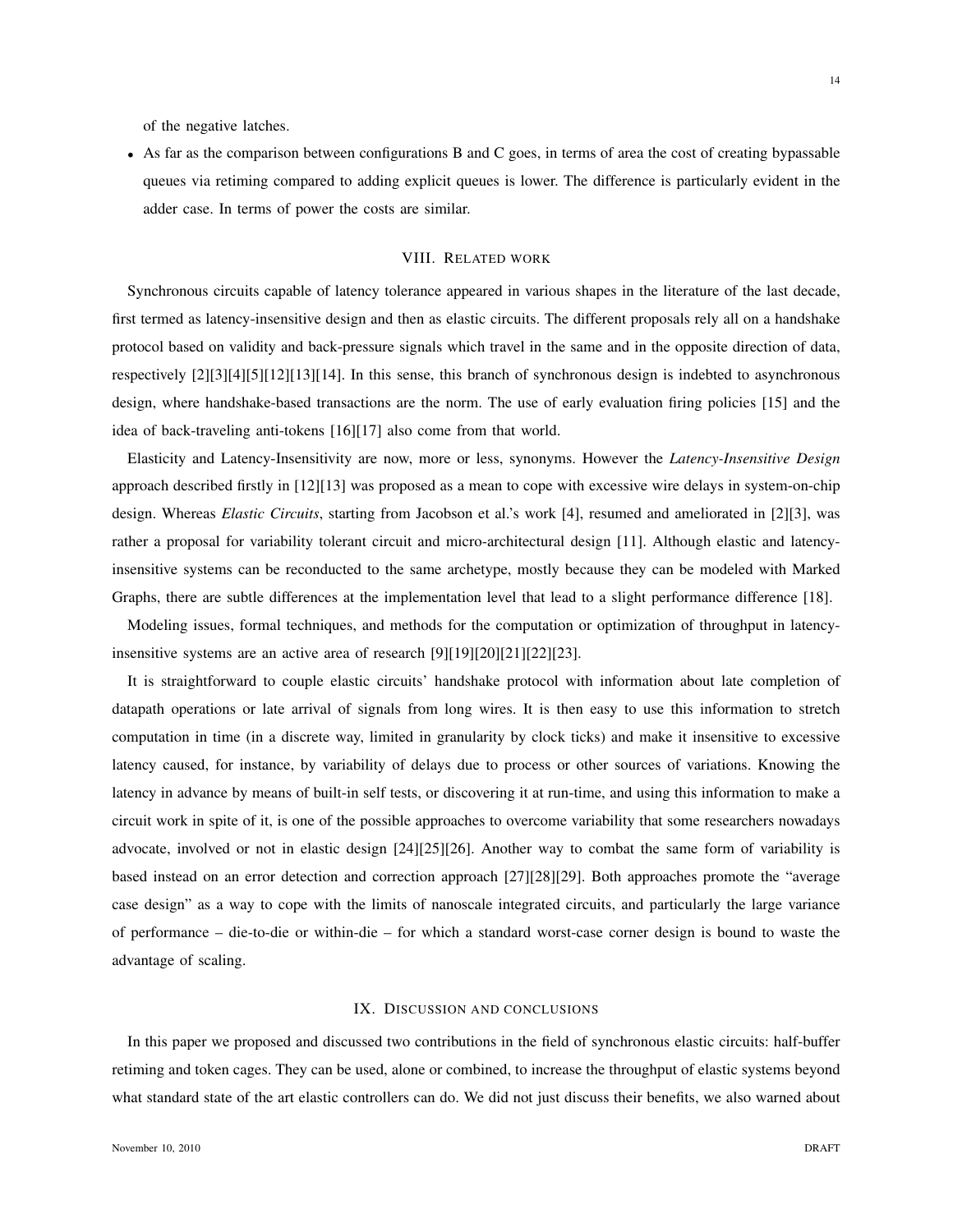of the negative latches.

- As far as the comparison between configurations B and C goes, in terms of area the cost of creating bypassable queues via retiming compared to adding explicit queues is lower. The difference is particularly evident in the adder case. In terms of power the costs are similar.

## VIII. Related work

Synchronous circuits capable of latency tolerance appeared in various shapes in the literature of the last decade, first termed as latency-insensitive design and then as elastic circuits. The different proposals rely all on a handshake protocol based on validity and back-pressure signals which travel in the same and in the opposite direction of data, respectively [2][3][4][5][12][13][14]. In this sense, this branch of synchronous design is indebted to asynchronous design, where handshake-based transactions are the norm. The use of early evaluation firing policies [15] and the idea of back-traveling anti-tokens [16][17] also come from that world.

Elasticity and Latency-Insensitivity are now, more or less, synonyms. However the *Latency-Insensitive Design* approach described firstly in [12][13] was proposed as a mean to cope with excessive wire delays in system-on-chip design. Whereas *Elastic Circuits*, starting from Jacobson et al.'s work [4], resumed and ameliorated in [2][3], was rather a proposal for variability tolerant circuit and micro-architectural design [11]. Although elastic and latency-insensitive systems can be reconducted to the same archetype, mostly because they can be modeled with Marked Graphs, there are subtle differences at the implementation level that lead to a slight performance difference [18].

Modeling issues, formal techniques, and methods for the computation or optimization of throughput in latency-insensitive systems are an active area of research [9][19][20][21][22][23].

It is straightforward to couple elastic circuits' handshake protocol with information about late completion of datapath operations or late arrival of signals from long wires. It is then easy to use this information to stretch computation in time (in a discrete way, limited in granularity by clock ticks) and make it insensitive to excessive latency caused, for instance, by variability of delays due to process or other sources of variations. Knowing the latency in advance by means of built-in self tests, or discovering it at run-time, and using this information to make a circuit work in spite of it, is one of the possible approaches to overcome variability that some researchers nowadays advocate, involved or not in elastic design [24][25][26]. Another way to combat the same form of variability is based instead on an error detection and correction approach [27][28][29]. Both approaches promote the "average case design" as a way to cope with the limits of nanoscale integrated circuits, and particularly the large variance of performance – die-to-die or within-die – for which a standard worst-case corner design is bound to waste the advantage of scaling.

## IX. Discussion and conclusions

In this paper we proposed and discussed two contributions in the field of synchronous elastic circuits: half-buffer retiming and token cages. They can be used, alone or combined, to increase the throughput of elastic systems beyond what standard state of the art elastic controllers can do. We did not just discuss their benefits, we also warned about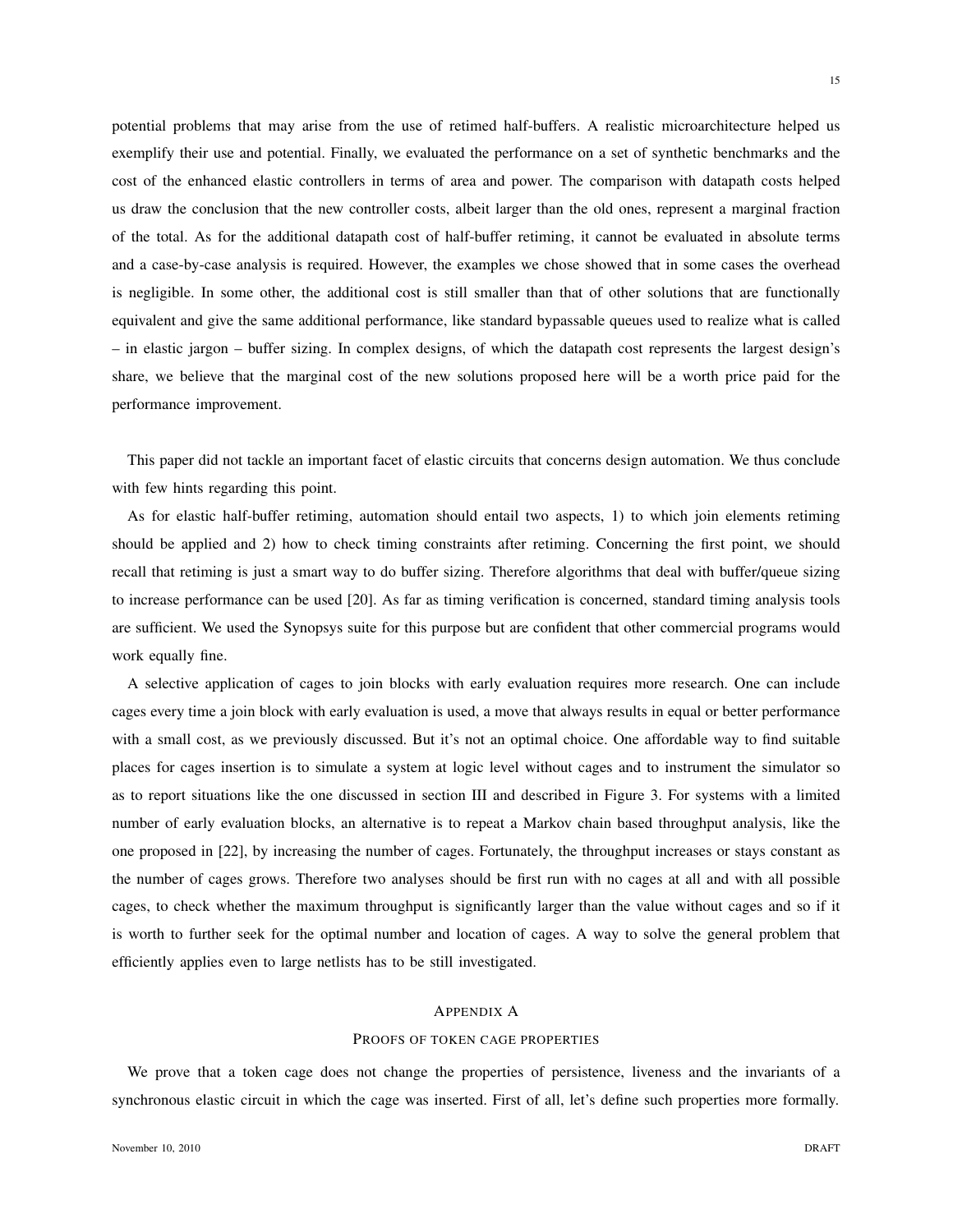potential problems that may arise from the use of retimed half-buffers. A realistic microarchitecture helped us exemplify their use and potential. Finally, we evaluated the performance on a set of synthetic benchmarks and the cost of the enhanced elastic controllers in terms of area and power. The comparison with datapath costs helped us draw the conclusion that the new controller costs, albeit larger than the old ones, represent a marginal fraction of the total. As for the additional datapath cost of half-buffer retiming, it cannot be evaluated in absolute terms and a case-by-case analysis is required. However, the examples we chose showed that in some cases the overhead is negligible. In some other, the additional cost is still smaller than that of other solutions that are functionally equivalent and give the same additional performance, like standard bypassable queues used to realize what is called – in elastic jargon – buffer sizing. In complex designs, of which the datapath cost represents the largest design's share, we believe that the marginal cost of the new solutions proposed here will be a worth price paid for the performance improvement.

This paper did not tackle an important facet of elastic circuits that concerns design automation. We thus conclude with few hints regarding this point.

As for elastic half-buffer retiming, automation should entail two aspects, 1) to which join elements retiming should be applied and 2) how to check timing constraints after retiming. Concerning the first point, we should recall that retiming is just a smart way to do buffer sizing. Therefore algorithms that deal with buffer/queue sizing to increase performance can be used [20]. As far as timing verification is concerned, standard timing analysis tools are sufficient. We used the Synopsys suite for this purpose but are confident that other commercial programs would work equally fine.

A selective application of cages to join blocks with early evaluation requires more research. One can include cages every time a join block with early evaluation is used, a move that always results in equal or better performance with a small cost, as we previously discussed. But it's not an optimal choice. One affordable way to find suitable places for cages insertion is to simulate a system at logic level without cages and to instrument the simulator so as to report situations like the one discussed in section III and described in Figure 3. For systems with a limited number of early evaluation blocks, an alternative is to repeat a Markov chain based throughput analysis, like the one proposed in [22], by increasing the number of cages. Fortunately, the throughput increases or stays constant as the number of cages grows. Therefore two analyses should be first run with no cages at all and with all possible cages, to check whether the maximum throughput is significantly larger than the value without cages and so if it is worth to further seek for the optimal number and location of cages. A way to solve the general problem that efficiently applies even to large netlists has to be still investigated.

# APPENDIX A
## PROOFS OF TOKEN CAGE PROPERTIES

We prove that a token cage does not change the properties of persistence, liveness and the invariants of a synchronous elastic circuit in which the cage was inserted. First of all, let's define such properties more formally.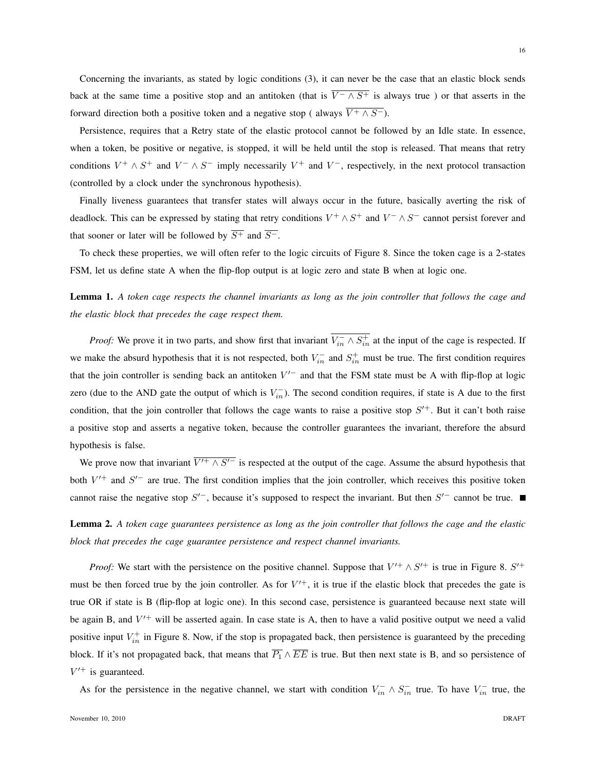Concerning the invariants, as stated by logic conditions (3), it can never be the case that an elastic block sends back at the same time a positive stop and an antitoken (that is $\overline{V^- \wedge S^+}$ is always true ) or that asserts in the forward direction both a positive token and a negative stop ( always $\overline{V^+ \wedge S^-}$).

Persistence, requires that a Retry state of the elastic protocol cannot be followed by an Idle state. In essence, when a token, be positive or negative, is stopped, it will be held until the stop is released. That means that retry conditions $V^+ \wedge S^+$ and $V^- \wedge S^-$ imply necessarily $V^+$ and $V^-$, respectively, in the next protocol transaction (controlled by a clock under the synchronous hypothesis).

Finally liveness guarantees that transfer states will always occur in the future, basically averting the risk of deadlock. This can be expressed by stating that retry conditions $V^+ \wedge S^+$ and $V^- \wedge S^-$ cannot persist forever and that sooner or later will be followed by $\overline{S^+}$ and $\overline{S^-}$.

To check these properties, we will often refer to the logic circuits of Figure 8. Since the token cage is a 2-states FSM, let us define state A when the flip-flop output is at logic zero and state B when at logic one.

**Lemma 1.** *A token cage respects the channel invariants as long as the join controller that follows the cage and the elastic block that precedes the cage respect them.*

*Proof:* We prove it in two parts, and show first that invariant $\overline{V^-_{in} \wedge S^+_{in}}$ at the input of the cage is respected. If we make the absurd hypothesis that it is not respected, both $V^-_{in}$ and $S^+_{in}$ must be true. The first condition requires that the join controller is sending back an antitoken $V'^-$ and that the FSM state must be A with flip-flop at logic zero (due to the AND gate the output of which is $V^-_{in}$). The second condition requires, if state is A due to the first condition, that the join controller that follows the cage wants to raise a positive stop $S'^+$. But it can't both raise a positive stop and asserts a negative token, because the controller guarantees the invariant, therefore the absurd hypothesis is false.

We prove now that invariant $\overline{V'^+ \wedge S'^-}$ is respected at the output of the cage. Assume the absurd hypothesis that both $V'^+$ and $S'^-$ are true. The first condition implies that the join controller, which receives this positive token cannot raise the negative stop $S'^-$, because it's supposed to respect the invariant. But then $S'^-$ cannot be true. ■

**Lemma 2.** *A token cage guarantees persistence as long as the join controller that follows the cage and the elastic block that precedes the cage guarantee persistence and respect channel invariants.*

*Proof:* We start with the persistence on the positive channel. Suppose that $V'^+ \wedge S'^+$ is true in Figure 8. $S'^+$ must be then forced true by the join controller. As for $V'^+$, it is true if the elastic block that precedes the gate is true OR if state is B (flip-flop at logic one). In this second case, persistence is guaranteed because next state will be again B, and $V'^+$ will be asserted again. In case state is A, then to have a valid positive output we need a valid positive input $V^+_{in}$ in Figure 8. Now, if the stop is propagated back, then persistence is guaranteed by the preceding block. If it's not propagated back, that means that $\overline{P_1} \wedge \overline{EE}$ is true. But then next state is B, and so persistence of $V'^+$ is guaranteed.

As for the persistence in the negative channel, we start with condition $V^-_{in} \wedge S^-_{in}$ true. To have $V^-_{in}$ true, the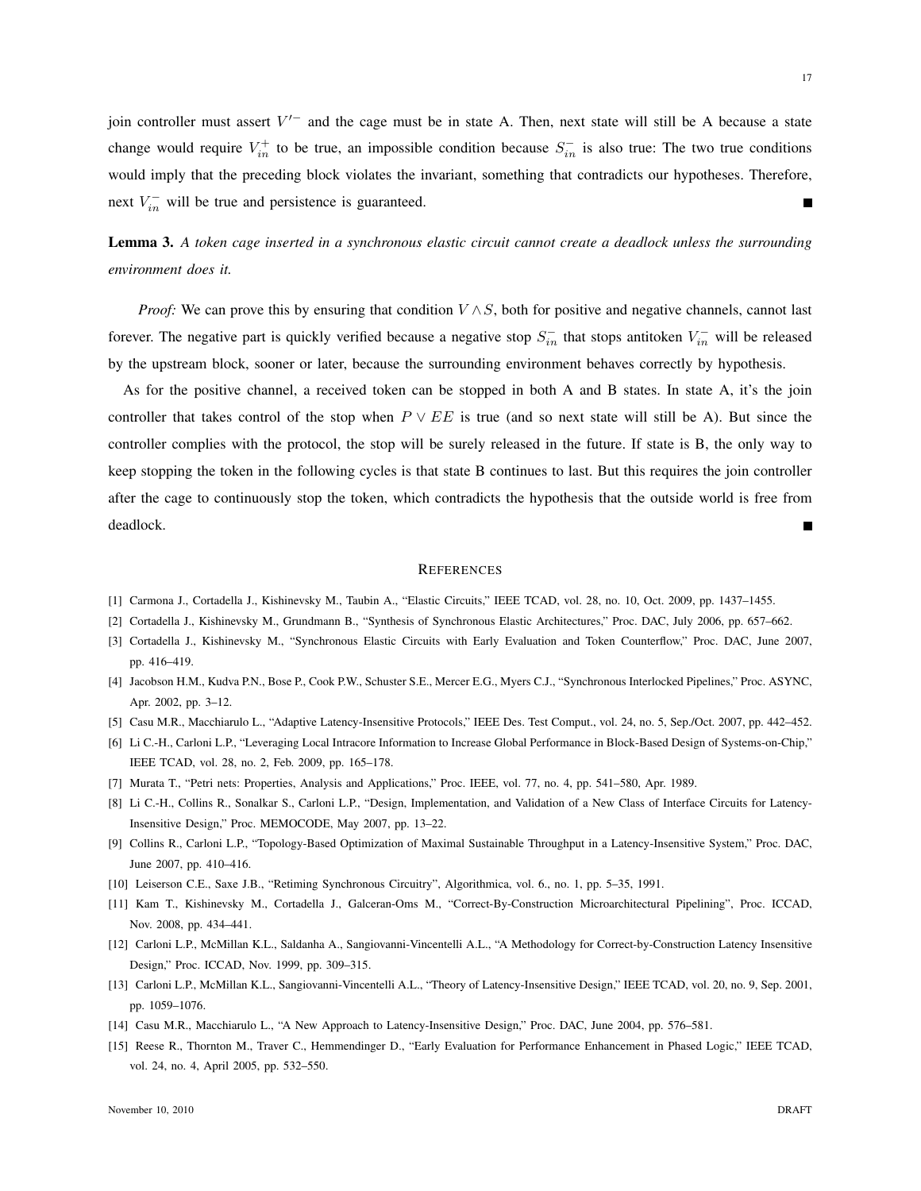join controller must assert $V'^{-}$ and the cage must be in state A. Then, next state will still be A because a state change would require $V_{in}^{+}$ to be true, an impossible condition because $S_{in}^{-}$ is also true: The two true conditions would imply that the preceding block violates the invariant, something that contradicts our hypotheses. Therefore, next $V_{in}^{-}$ will be true and persistence is guaranteed. ■

**Lemma 3.** *A token cage inserted in a synchronous elastic circuit cannot create a deadlock unless the surrounding environment does it.*

*Proof:* We can prove this by ensuring that condition $V \wedge S$, both for positive and negative channels, cannot last forever. The negative part is quickly verified because a negative stop $S_{in}^{-}$ that stops antitoken $V_{in}^{-}$ will be released by the upstream block, sooner or later, because the surrounding environment behaves correctly by hypothesis.

As for the positive channel, a received token can be stopped in both A and B states. In state A, it's the join controller that takes control of the stop when $P \vee EE$ is true (and so next state will still be A). But since the controller complies with the protocol, the stop will be surely released in the future. If state is B, the only way to keep stopping the token in the following cycles is that state B continues to last. But this requires the join controller after the cage to continuously stop the token, which contradicts the hypothesis that the outside world is free from deadlock. ■

## References

[1] Carmona J., Cortadella J., Kishinevsky M., Taubin A., "Elastic Circuits," IEEE TCAD, vol. 28, no. 10, Oct. 2009, pp. 1437–1455.

[2] Cortadella J., Kishinevsky M., Grundmann B., "Synthesis of Synchronous Elastic Architectures," Proc. DAC, July 2006, pp. 657–662.

[3] Cortadella J., Kishinevsky M., "Synchronous Elastic Circuits with Early Evaluation and Token Counterflow," Proc. DAC, June 2007, pp. 416–419.

[4] Jacobson H.M., Kudva P.N., Bose P., Cook P.W., Schuster S.E., Mercer E.G., Myers C.J., "Synchronous Interlocked Pipelines," Proc. ASYNC, Apr. 2002, pp. 3–12.

[5] Casu M.R., Macchiarulo L., "Adaptive Latency-Insensitive Protocols," IEEE Des. Test Comput., vol. 24, no. 5, Sep./Oct. 2007, pp. 442–452.

[6] Li C.-H., Carloni L.P., "Leveraging Local Intracore Information to Increase Global Performance in Block-Based Design of Systems-on-Chip," IEEE TCAD, vol. 28, no. 2, Feb. 2009, pp. 165–178.

[7] Murata T., "Petri nets: Properties, Analysis and Applications," Proc. IEEE, vol. 77, no. 4, pp. 541–580, Apr. 1989.

[8] Li C.-H., Collins R., Sonalkar S., Carloni L.P., "Design, Implementation, and Validation of a New Class of Interface Circuits for Latency-Insensitive Design," Proc. MEMOCODE, May 2007, pp. 13–22.

[9] Collins R., Carloni L.P., "Topology-Based Optimization of Maximal Sustainable Throughput in a Latency-Insensitive System," Proc. DAC, June 2007, pp. 410–416.

[10] Leiserson C.E., Saxe J.B., "Retiming Synchronous Circuitry", Algorithmica, vol. 6., no. 1, pp. 5–35, 1991.

[11] Kam T., Kishinevsky M., Cortadella J., Galceran-Oms M., "Correct-By-Construction Microarchitectural Pipelining", Proc. ICCAD, Nov. 2008, pp. 434–441.

[12] Carloni L.P., McMillan K.L., Saldanha A., Sangiovanni-Vincentelli A.L., "A Methodology for Correct-by-Construction Latency Insensitive Design," Proc. ICCAD, Nov. 1999, pp. 309–315.

[13] Carloni L.P., McMillan K.L., Sangiovanni-Vincentelli A.L., "Theory of Latency-Insensitive Design," IEEE TCAD, vol. 20, no. 9, Sep. 2001, pp. 1059–1076.

[14] Casu M.R., Macchiarulo L., "A New Approach to Latency-Insensitive Design," Proc. DAC, June 2004, pp. 576–581.

[15] Reese R., Thornton M., Traver C., Hemmendinger D., "Early Evaluation for Performance Enhancement in Phased Logic," IEEE TCAD, vol. 24, no. 4, April 2005, pp. 532–550.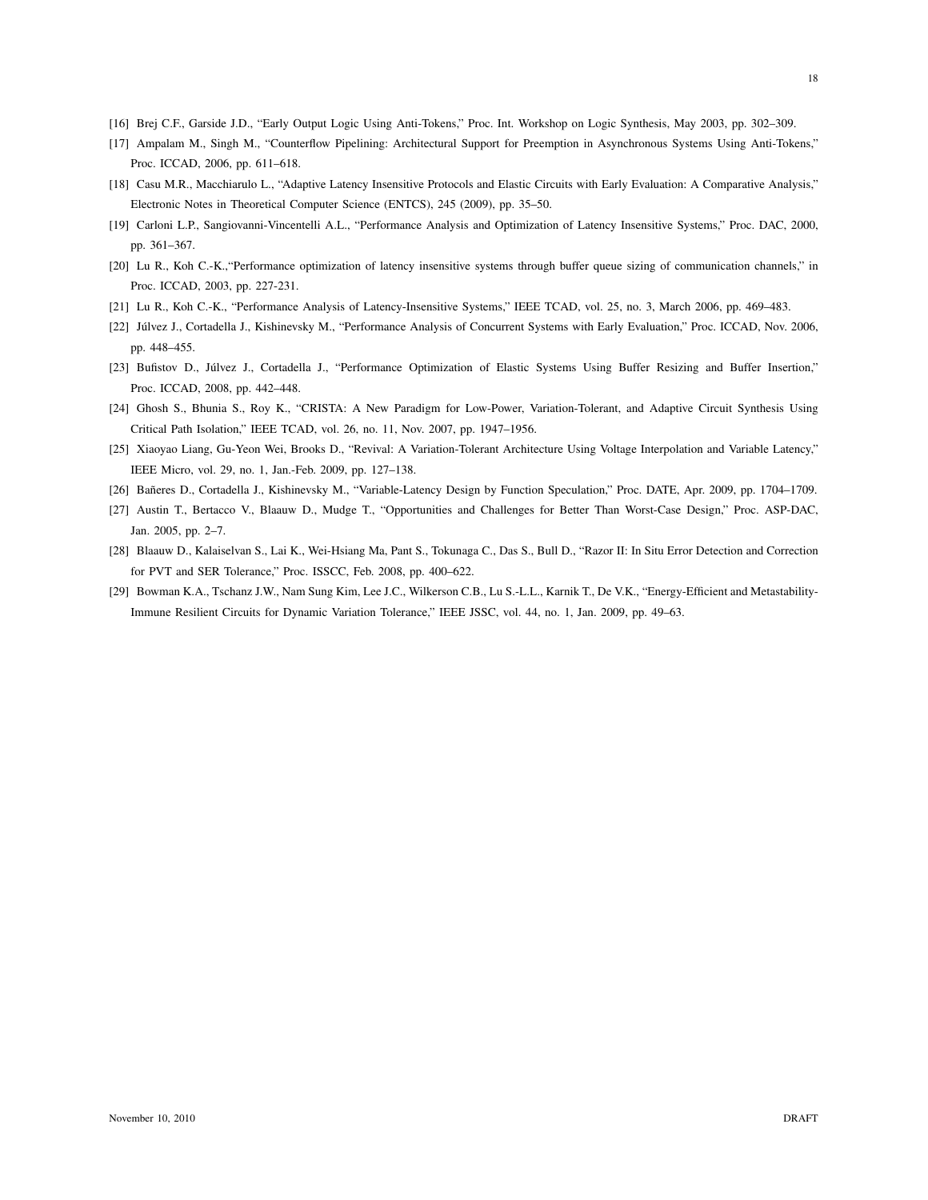[16] Brej C.F., Garside J.D., "Early Output Logic Using Anti-Tokens," Proc. Int. Workshop on Logic Synthesis, May 2003, pp. 302–309.

[17] Ampalam M., Singh M., "Counterflow Pipelining: Architectural Support for Preemption in Asynchronous Systems Using Anti-Tokens," Proc. ICCAD, 2006, pp. 611–618.

[18] Casu M.R., Macchiarulo L., "Adaptive Latency Insensitive Protocols and Elastic Circuits with Early Evaluation: A Comparative Analysis," Electronic Notes in Theoretical Computer Science (ENTCS), 245 (2009), pp. 35–50.

[19] Carloni L.P., Sangiovanni-Vincentelli A.L., "Performance Analysis and Optimization of Latency Insensitive Systems," Proc. DAC, 2000, pp. 361–367.

[20] Lu R., Koh C.-K.,"Performance optimization of latency insensitive systems through buffer queue sizing of communication channels," in Proc. ICCAD, 2003, pp. 227-231.

[21] Lu R., Koh C.-K., "Performance Analysis of Latency-Insensitive Systems," IEEE TCAD, vol. 25, no. 3, March 2006, pp. 469–483.

[22] Júlvez J., Cortadella J., Kishinevsky M., "Performance Analysis of Concurrent Systems with Early Evaluation," Proc. ICCAD, Nov. 2006, pp. 448–455.

[23] Bufistov D., Júlvez J., Cortadella J., "Performance Optimization of Elastic Systems Using Buffer Resizing and Buffer Insertion," Proc. ICCAD, 2008, pp. 442–448.

[24] Ghosh S., Bhunia S., Roy K., "CRISTA: A New Paradigm for Low-Power, Variation-Tolerant, and Adaptive Circuit Synthesis Using Critical Path Isolation," IEEE TCAD, vol. 26, no. 11, Nov. 2007, pp. 1947–1956.

[25] Xiaoyao Liang, Gu-Yeon Wei, Brooks D., "Revival: A Variation-Tolerant Architecture Using Voltage Interpolation and Variable Latency," IEEE Micro, vol. 29, no. 1, Jan.-Feb. 2009, pp. 127–138.

[26] Bañeres D., Cortadella J., Kishinevsky M., "Variable-Latency Design by Function Speculation," Proc. DATE, Apr. 2009, pp. 1704–1709.

[27] Austin T., Bertacco V., Blaauw D., Mudge T., "Opportunities and Challenges for Better Than Worst-Case Design," Proc. ASP-DAC, Jan. 2005, pp. 2–7.

[28] Blaauw D., Kalaiselvan S., Lai K., Wei-Hsiang Ma, Pant S., Tokunaga C., Das S., Bull D., "Razor II: In Situ Error Detection and Correction for PVT and SER Tolerance," Proc. ISSCC, Feb. 2008, pp. 400–622.

[29] Bowman K.A., Tschanz J.W., Nam Sung Kim, Lee J.C., Wilkerson C.B., Lu S.-L.L., Karnik T., De V.K., "Energy-Efficient and Metastability-Immune Resilient Circuits for Dynamic Variation Tolerance," IEEE JSSC, vol. 44, no. 1, Jan. 2009, pp. 49–63.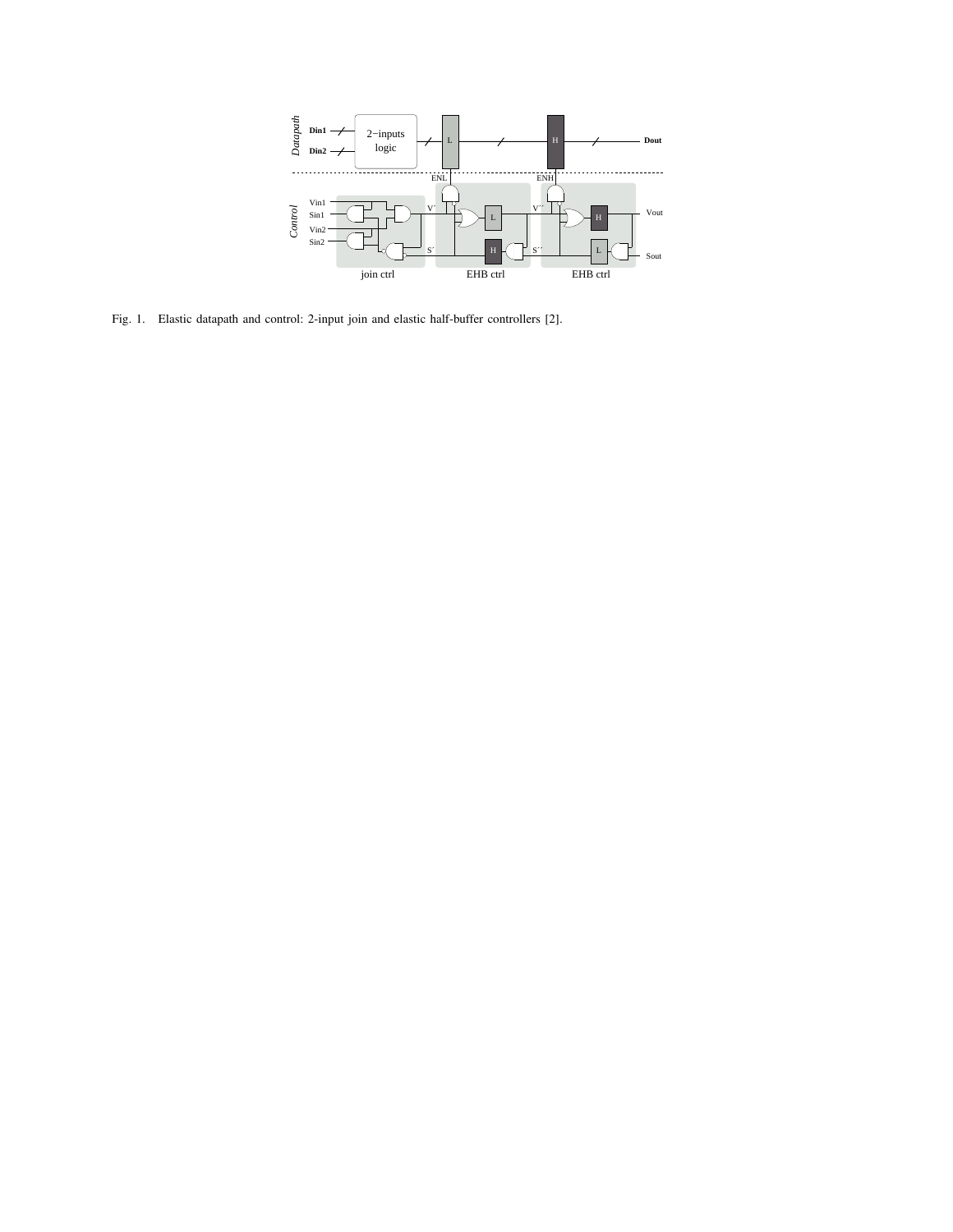Fig. 1. Elastic datapath and control: 2-input join and elastic half-buffer controllers [2].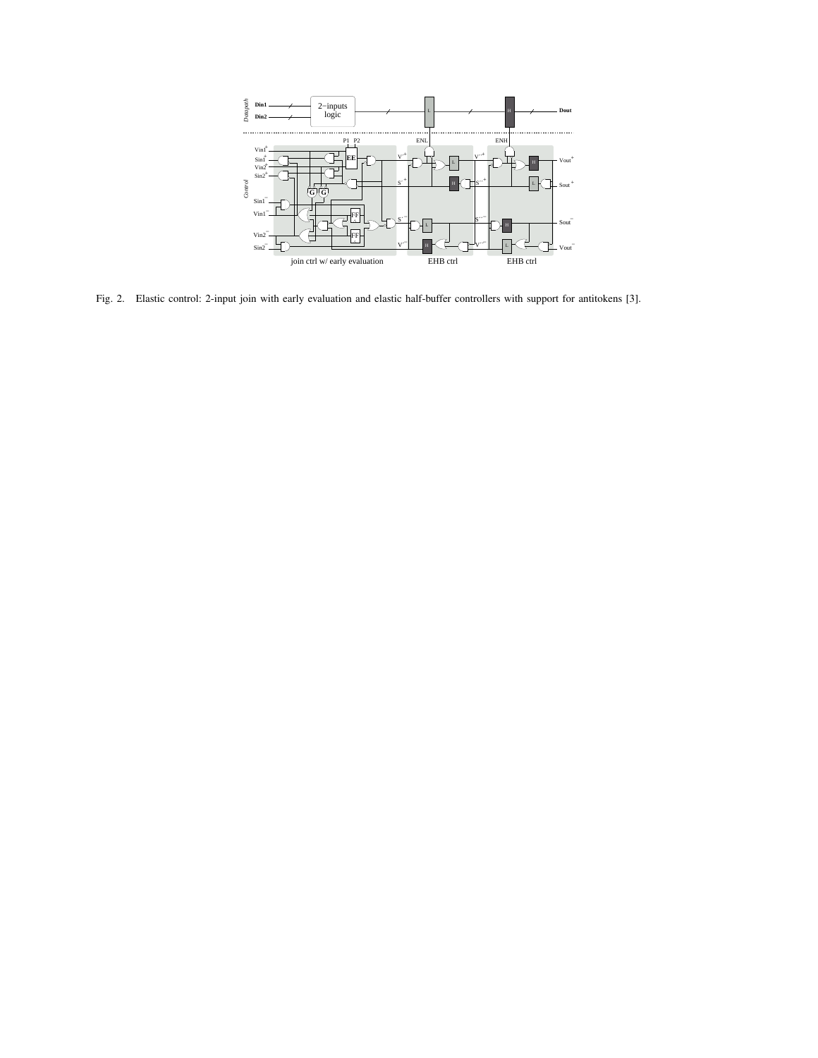Fig. 2. Elastic control: 2-input join with early evaluation and elastic half-buffer controllers with support for antitokens [3].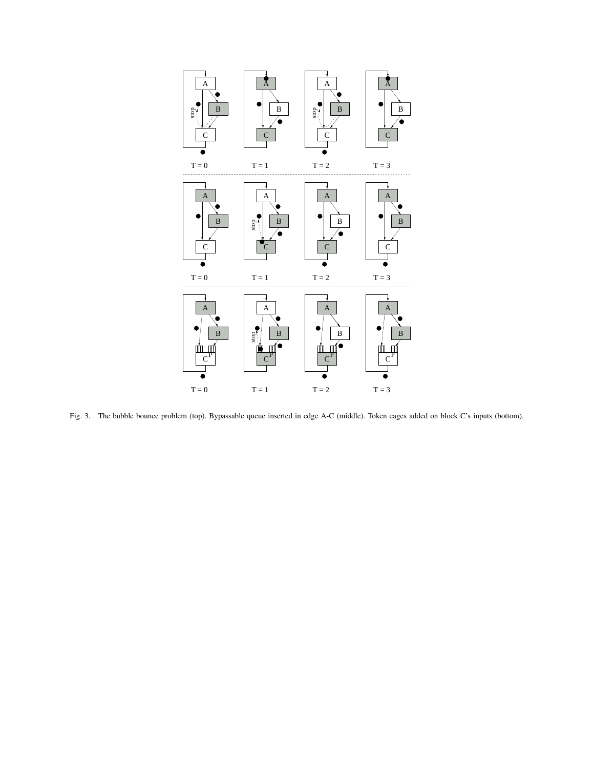Fig. 3. The bubble bounce problem (top). Bypassable queue inserted in edge A-C (middle). Token cages added on block C's inputs (bottom).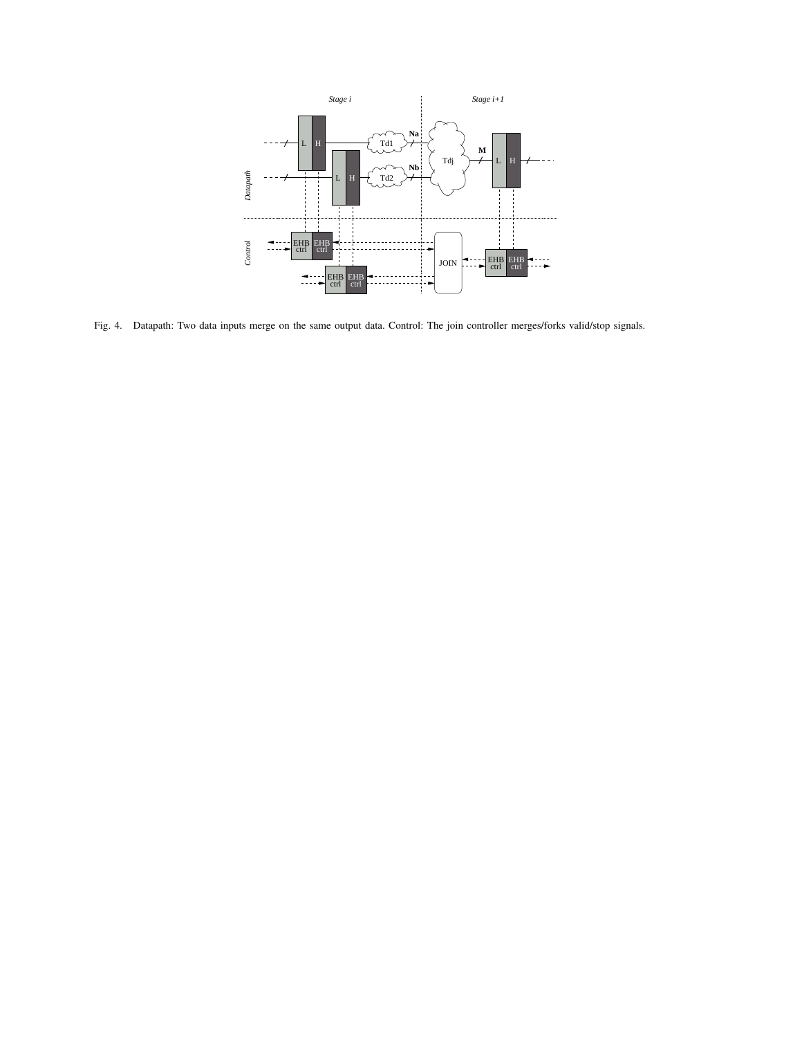Fig. 4. Datapath: Two data inputs merge on the same output data. Control: The join controller merges/forks valid/stop signals.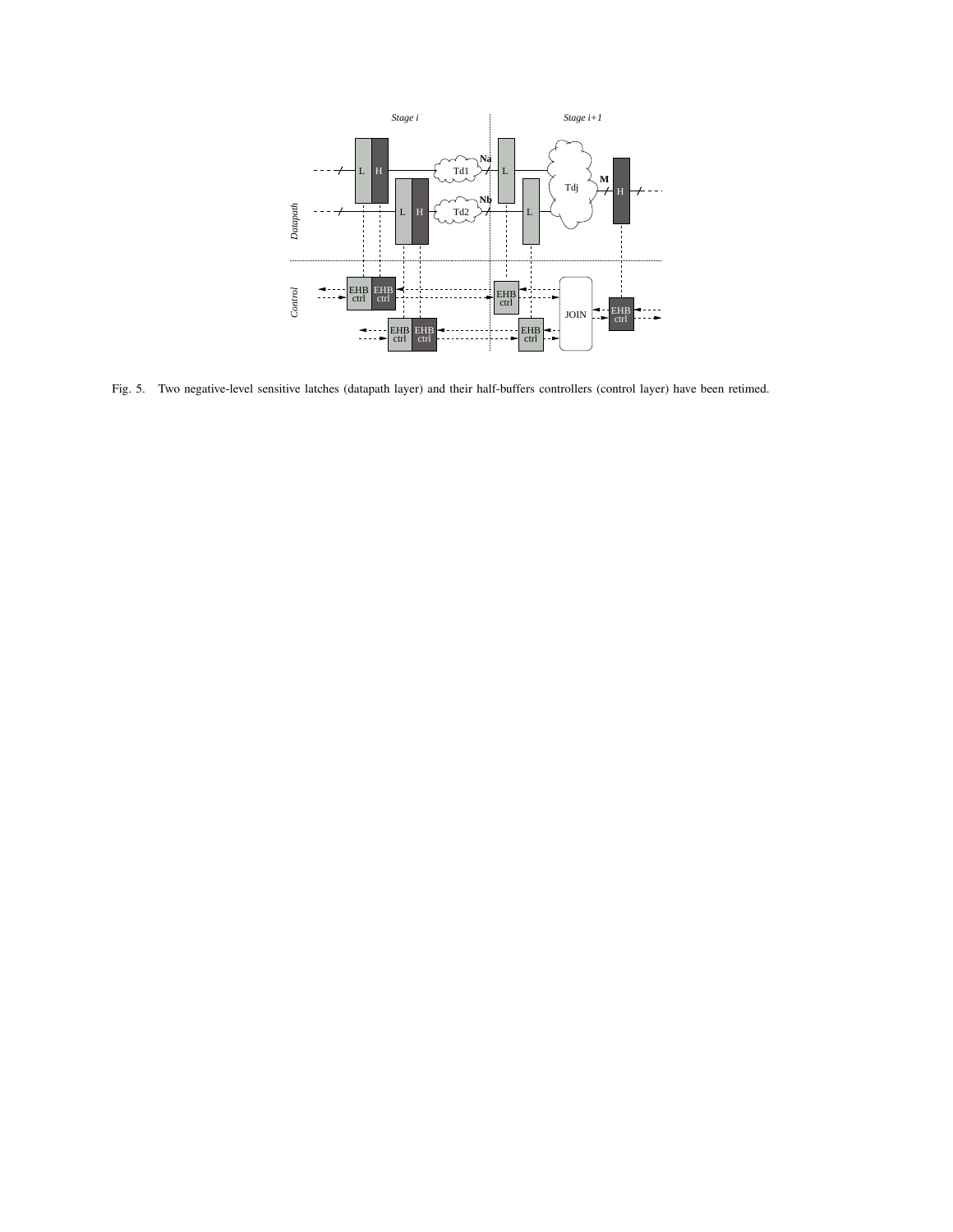Fig. 5. Two negative-level sensitive latches (datapath layer) and their half-buffers controllers (control layer) have been retimed.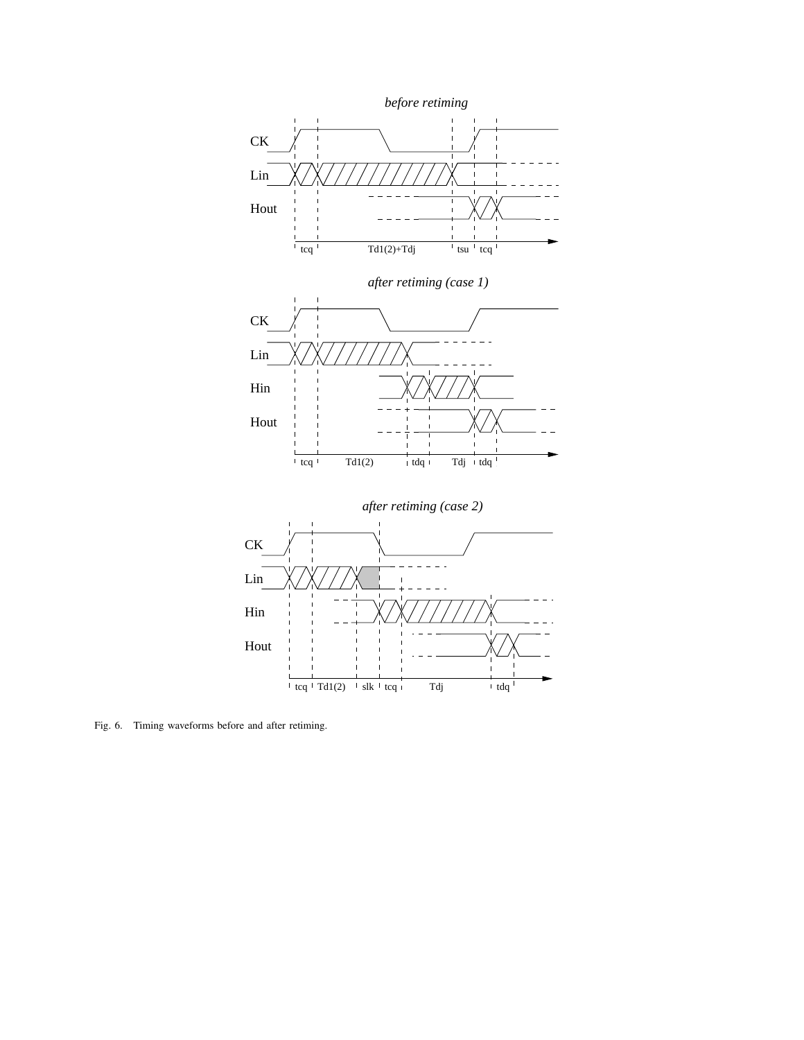Fig. 6. Timing waveforms before and after retiming.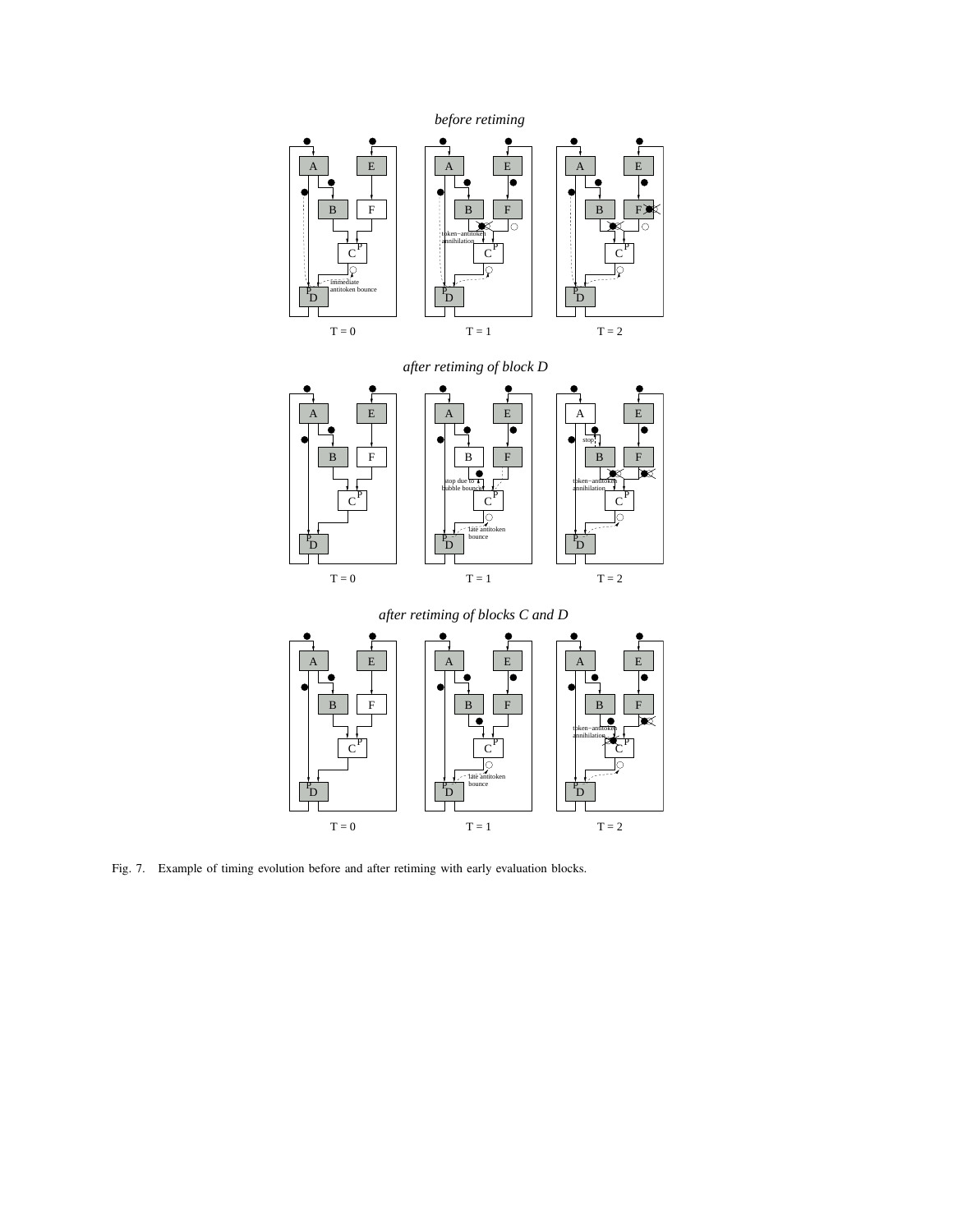*before retiming*

T = 0 T = 1 T = 2

*after retiming of block D*

T = 0 T = 1 T = 2

*after retiming of blocks C and D*

T = 0 T = 1 T = 2

Fig. 7. Example of timing evolution before and after retiming with early evaluation blocks.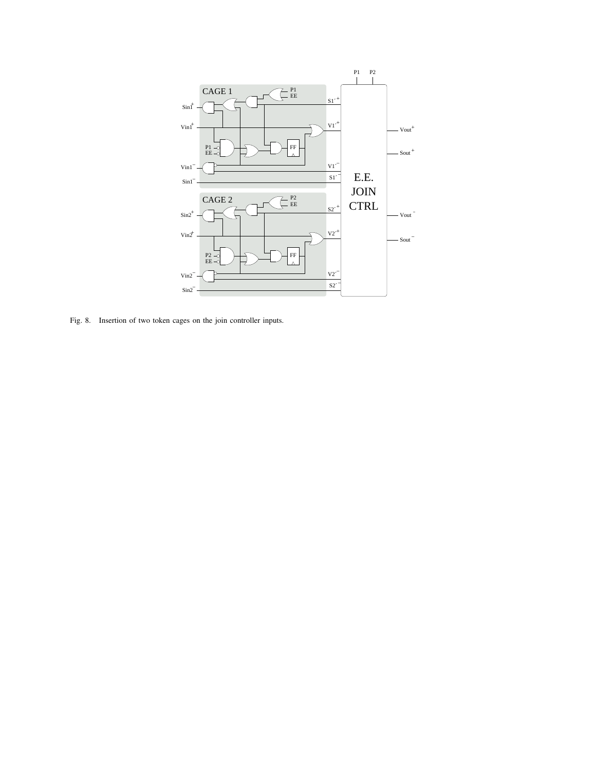Fig. 8. Insertion of two token cages on the join controller inputs.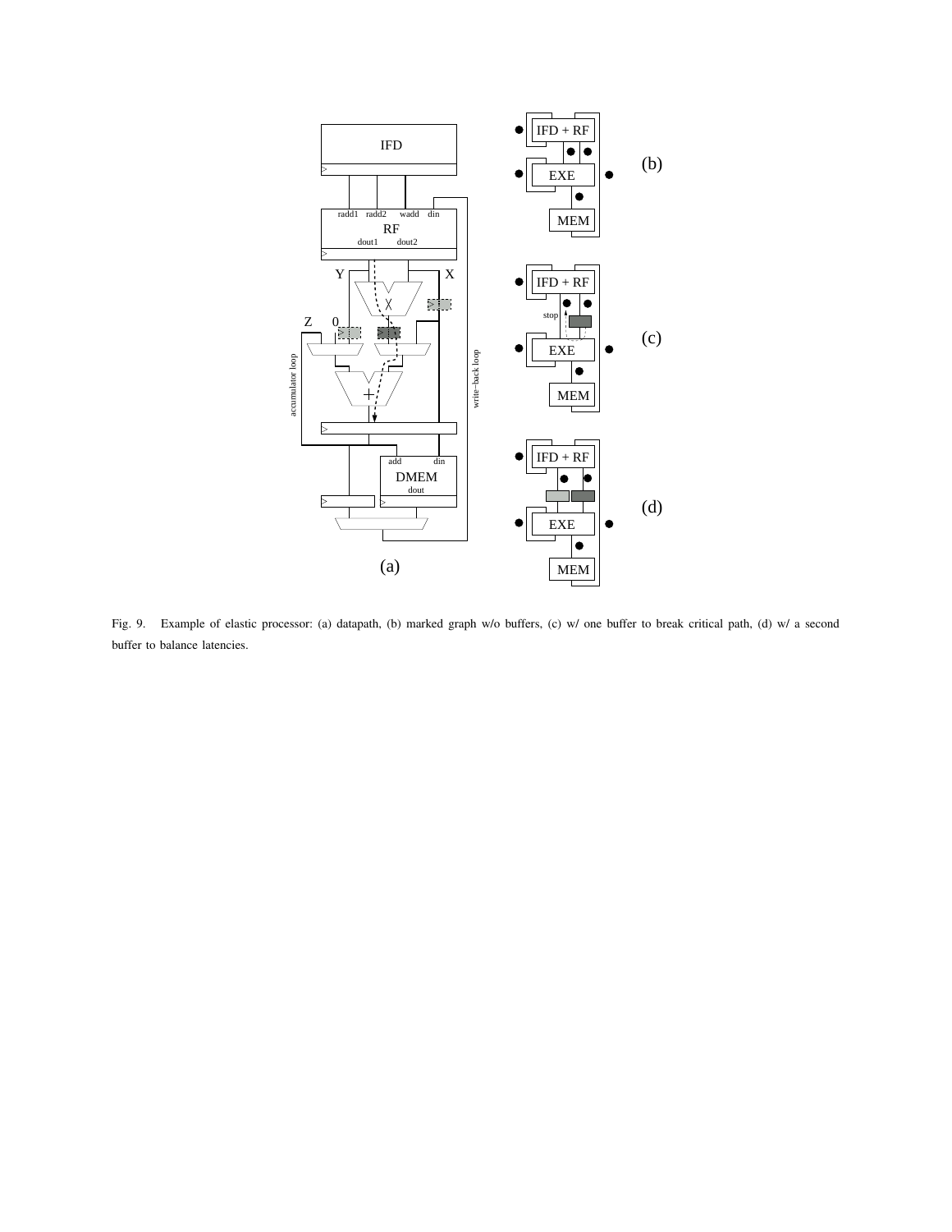Fig. 9. Example of elastic processor: (a) datapath, (b) marked graph w/o buffers, (c) w/ one buffer to break critical path, (d) w/ a second buffer to balance latencies.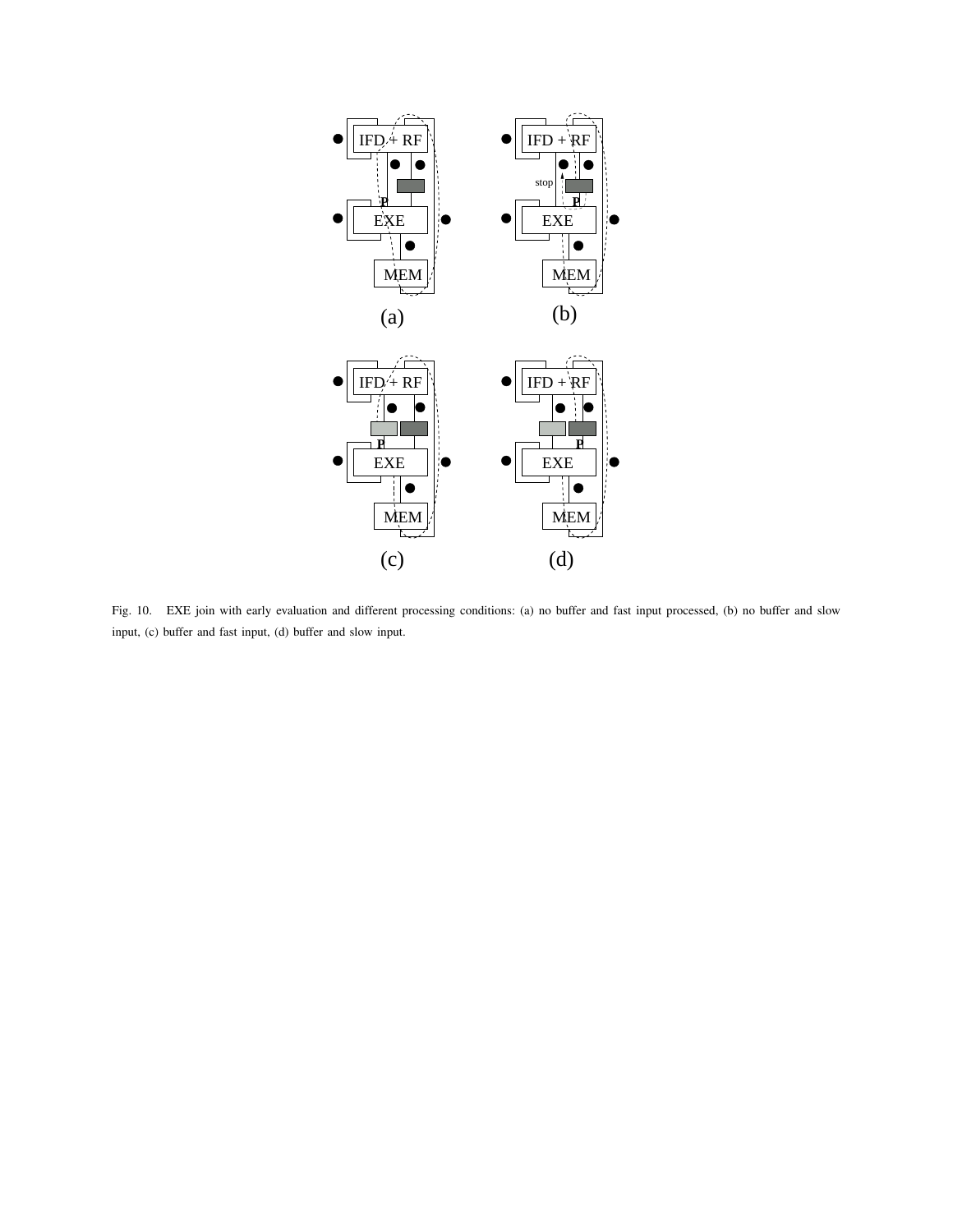Fig. 10. EXE join with early evaluation and different processing conditions: (a) no buffer and fast input processed, (b) no buffer and slow input, (c) buffer and fast input, (d) buffer and slow input.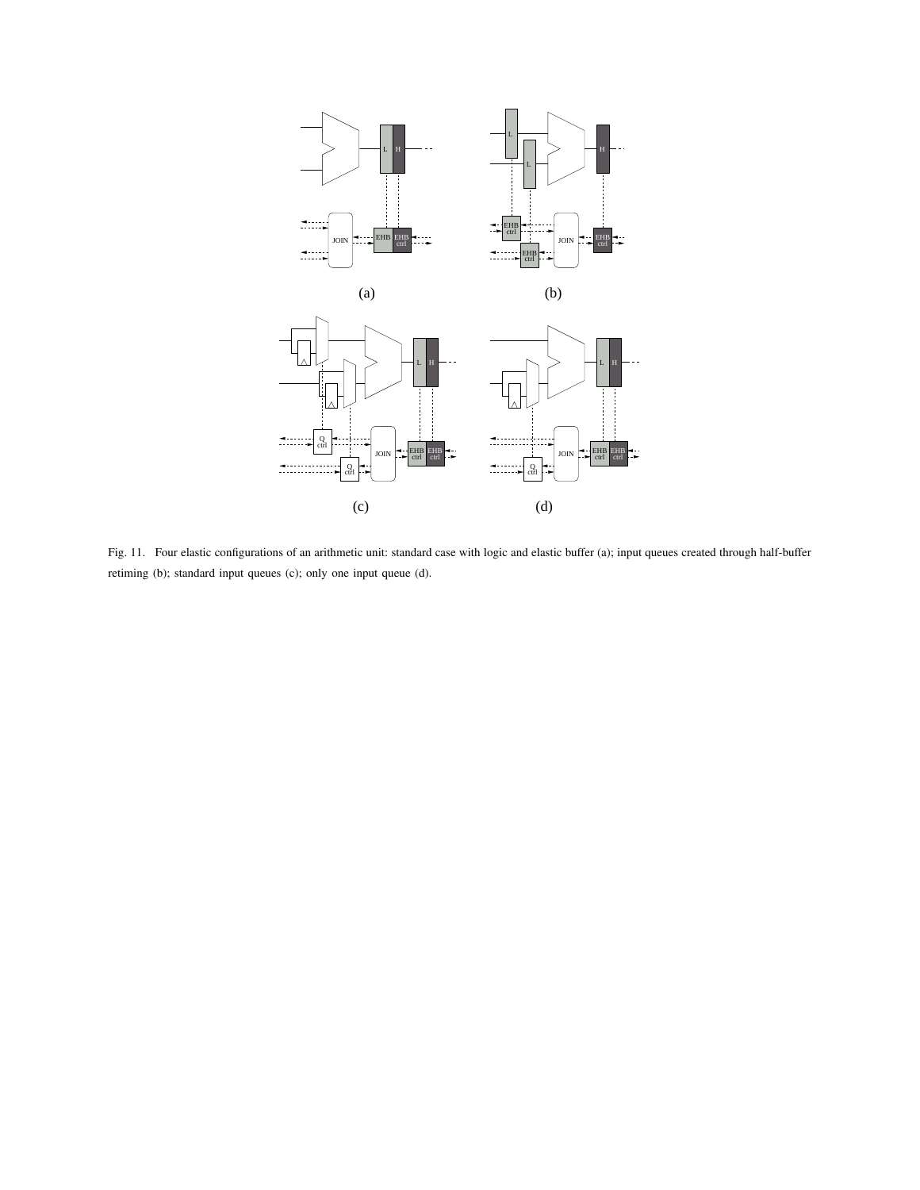Fig. 11. Four elastic configurations of an arithmetic unit: standard case with logic and elastic buffer (a); input queues created through half-buffer retiming (b); standard input queues (c); only one input queue (d).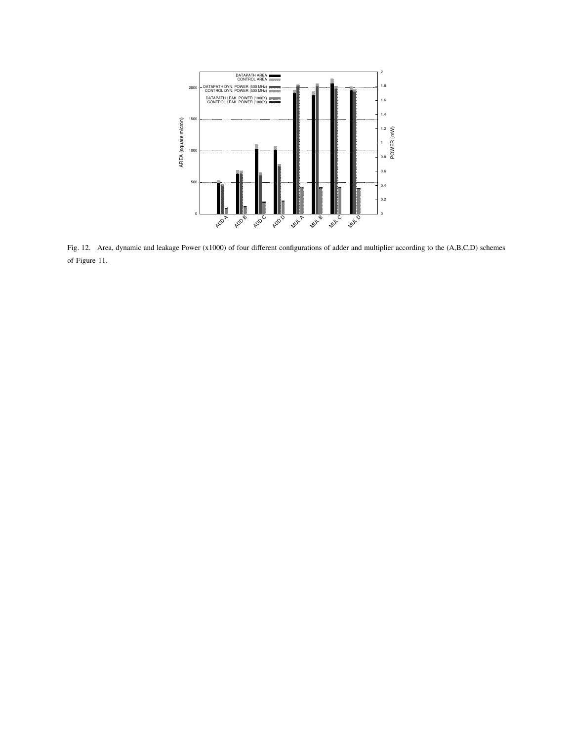DATAPATH AREA
CONTROL AREA
DATAPATH DYN. POWER (500 MHz)
CONTROL DYN. POWER (500 MHz)
DATAPATH LEAK. POWER (1000X)
CONTROL LEAK. POWER (1000X)

AREA (square micron)

POWER (mW)

0
500
1000
1500
2000

0
0.2
0.4
0.6
0.8
1
1.2
1.4
1.6
1.8
2

ADD A
ADD B
ADD C
ADD D
MUL A
MUL B
MUL C
MUL D

Fig. 12. Area, dynamic and leakage Power (x1000) of four different configurations of adder and multiplier according to the (A,B,C,D) schemes of Figure 11.